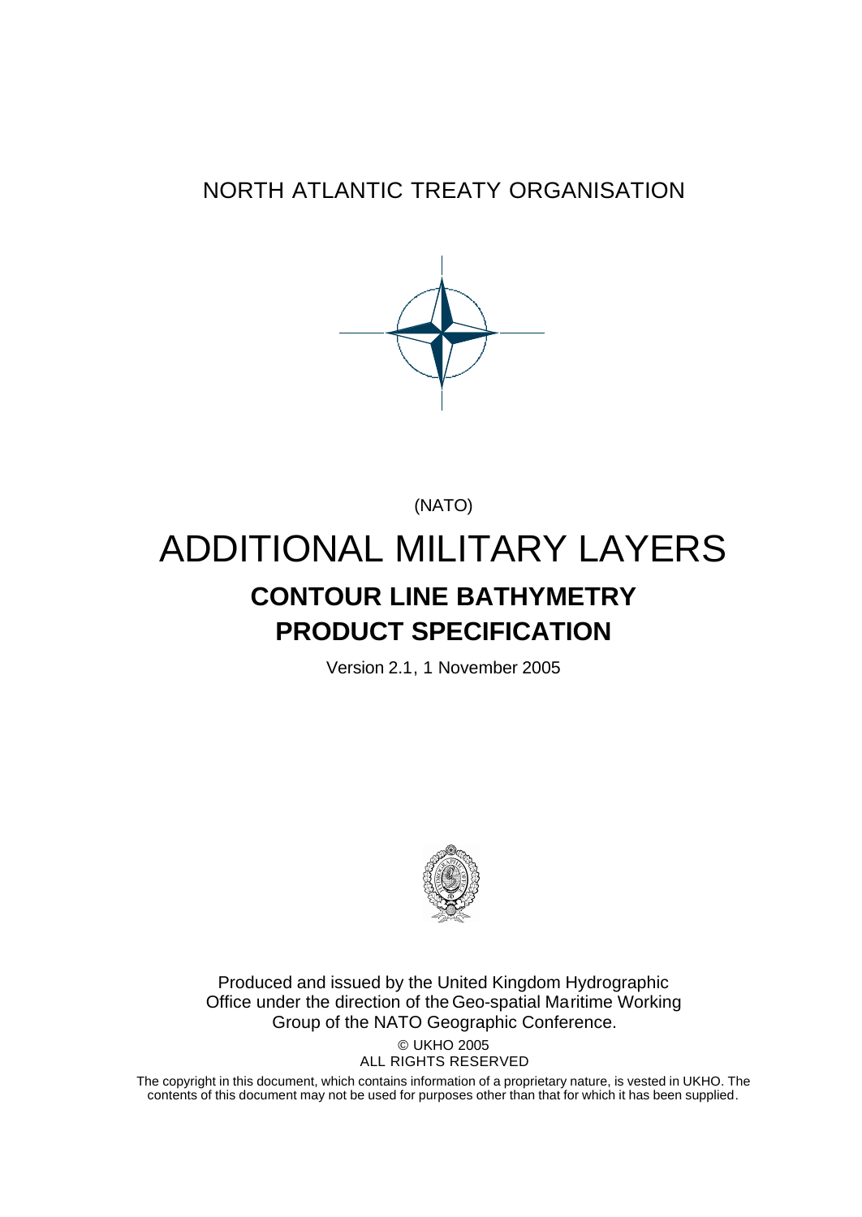NORTH ATLANTIC TREATY ORGANISATION

(NATO)

# ADDITIONAL MILITARY LAYERS

## CONTOUR LINE BATHYMETRY PRODUCT SPECIFICATION

Version 2.1, 1 November 2005

Produced and issued by the United Kingdom Hydrographic Office under the direction of the Geo-spatial Maritime Working Group of the NATO Geographic Conference.

© UKHO 2005
ALL RIGHTS RESERVED

The copyright in this document, which contains information of a proprietary nature, is vested in UKHO. The contents of this document may not be used for purposes other than that for which it has been supplied.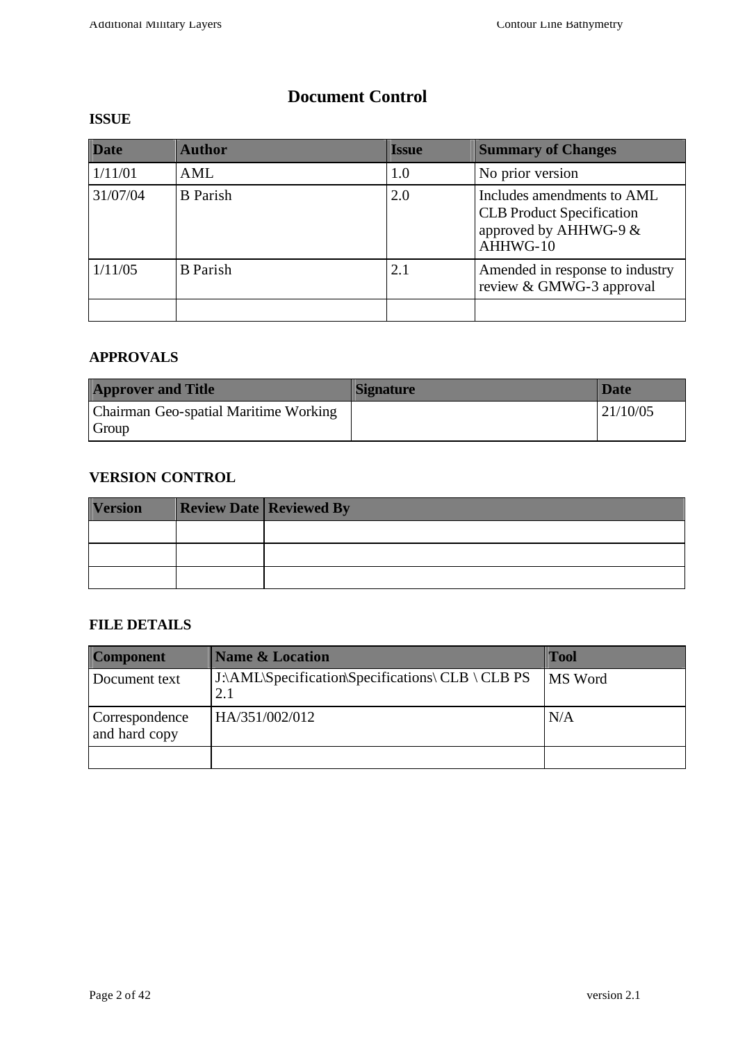# Document Control

**ISSUE**

| Date | Author | Issue | Summary of Changes |
|---|---|---|---|
| 1/11/01 | AML | 1.0 | No prior version |
| 31/07/04 | B Parish | 2.0 | Includes amendments to AML CLB Product Specification approved by AHHWG-9 & AHHWG-10 |
| 1/11/05 | B Parish | 2.1 | Amended in response to industry review & GMWG-3 approval |
| | | | |

**APPROVALS**

| Approver and Title | Signature | Date |
|---|---|---|
| Chairman Geo-spatial Maritime Working Group | | 21/10/05 |

**VERSION CONTROL**

| Version | Review Date | Reviewed By |
|---|---|---|
| | | |
| | | |
| | | |

**FILE DETAILS**

| Component | Name & Location | Tool |
|---|---|---|
| Document text | J:\AML\Specification\Specifications\ CLB \ CLB PS 2.1 | MS Word |
| Correspondence and hard copy | HA/351/002/012 | N/A |
| | | |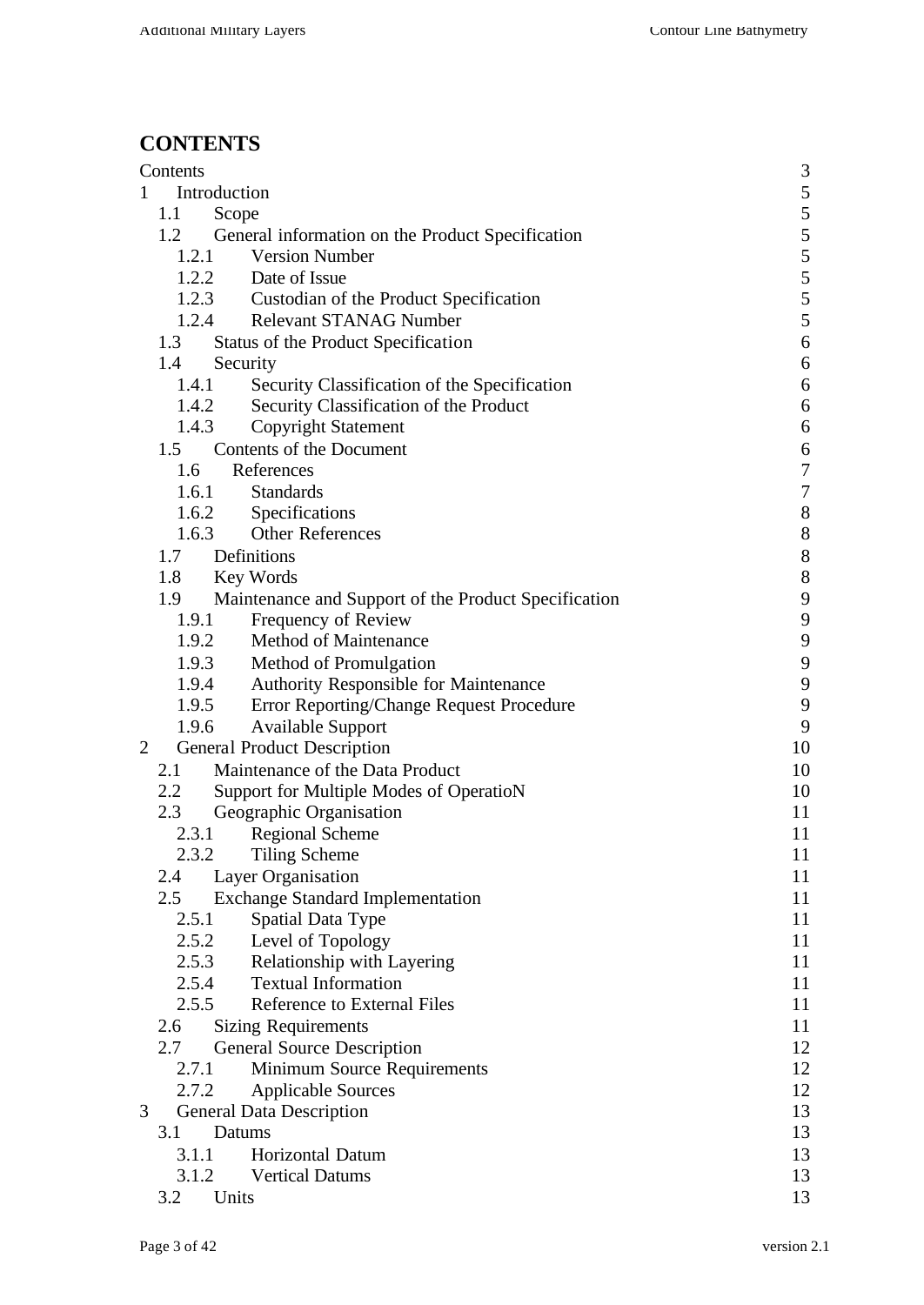# CONTENTS

Contents 3
1 Introduction 5
  1.1 Scope 5
  1.2 General information on the Product Specification 5
    1.2.1 Version Number 5
    1.2.2 Date of Issue 5
    1.2.3 Custodian of the Product Specification 5
    1.2.4 Relevant STANAG Number 5
  1.3 Status of the Product Specification 6
  1.4 Security 6
    1.4.1 Security Classification of the Specification 6
    1.4.2 Security Classification of the Product 6
    1.4.3 Copyright Statement 6
  1.5 Contents of the Document 6
    1.6 References 7
    1.6.1 Standards 7
    1.6.2 Specifications 8
    1.6.3 Other References 8
  1.7 Definitions 8
  1.8 Key Words 8
  1.9 Maintenance and Support of the Product Specification 9
    1.9.1 Frequency of Review 9
    1.9.2 Method of Maintenance 9
    1.9.3 Method of Promulgation 9
    1.9.4 Authority Responsible for Maintenance 9
    1.9.5 Error Reporting/Change Request Procedure 9
    1.9.6 Available Support 9
2 General Product Description 10
  2.1 Maintenance of the Data Product 10
  2.2 Support for Multiple Modes of OperatioN 10
  2.3 Geographic Organisation 11
    2.3.1 Regional Scheme 11
    2.3.2 Tiling Scheme 11
  2.4 Layer Organisation 11
  2.5 Exchange Standard Implementation 11
    2.5.1 Spatial Data Type 11
    2.5.2 Level of Topology 11
    2.5.3 Relationship with Layering 11
    2.5.4 Textual Information 11
    2.5.5 Reference to External Files 11
  2.6 Sizing Requirements 11
  2.7 General Source Description 12
    2.7.1 Minimum Source Requirements 12
    2.7.2 Applicable Sources 12
3 General Data Description 13
  3.1 Datums 13
    3.1.1 Horizontal Datum 13
    3.1.2 Vertical Datums 13
  3.2 Units 13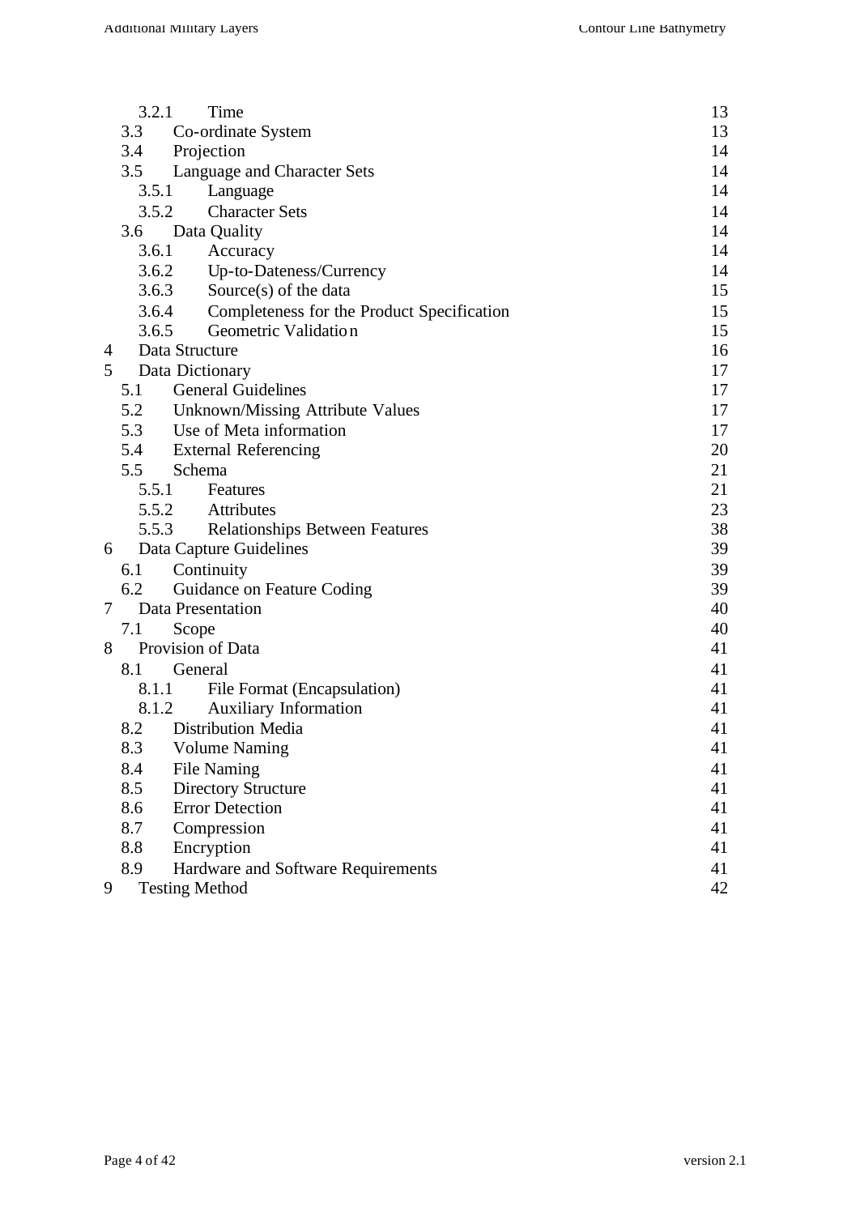| | | |
|---|---|---|
| 3.2.1 | Time | 13 |
| 3.3 | Co-ordinate System | 13 |
| 3.4 | Projection | 14 |
| 3.5 | Language and Character Sets | 14 |
| 3.5.1 | Language | 14 |
| 3.5.2 | Character Sets | 14 |
| 3.6 | Data Quality | 14 |
| 3.6.1 | Accuracy | 14 |
| 3.6.2 | Up-to-Dateness/Currency | 14 |
| 3.6.3 | Source(s) of the data | 15 |
| 3.6.4 | Completeness for the Product Specification | 15 |
| 3.6.5 | Geometric Validation | 15 |
| 4 | Data Structure | 16 |
| 5 | Data Dictionary | 17 |
| 5.1 | General Guidelines | 17 |
| 5.2 | Unknown/Missing Attribute Values | 17 |
| 5.3 | Use of Meta information | 17 |
| 5.4 | External Referencing | 20 |
| 5.5 | Schema | 21 |
| 5.5.1 | Features | 21 |
| 5.5.2 | Attributes | 23 |
| 5.5.3 | Relationships Between Features | 38 |
| 6 | Data Capture Guidelines | 39 |
| 6.1 | Continuity | 39 |
| 6.2 | Guidance on Feature Coding | 39 |
| 7 | Data Presentation | 40 |
| 7.1 | Scope | 40 |
| 8 | Provision of Data | 41 |
| 8.1 | General | 41 |
| 8.1.1 | File Format (Encapsulation) | 41 |
| 8.1.2 | Auxiliary Information | 41 |
| 8.2 | Distribution Media | 41 |
| 8.3 | Volume Naming | 41 |
| 8.4 | File Naming | 41 |
| 8.5 | Directory Structure | 41 |
| 8.6 | Error Detection | 41 |
| 8.7 | Compression | 41 |
| 8.8 | Encryption | 41 |
| 8.9 | Hardware and Software Requirements | 41 |
| 9 | Testing Method | 42 |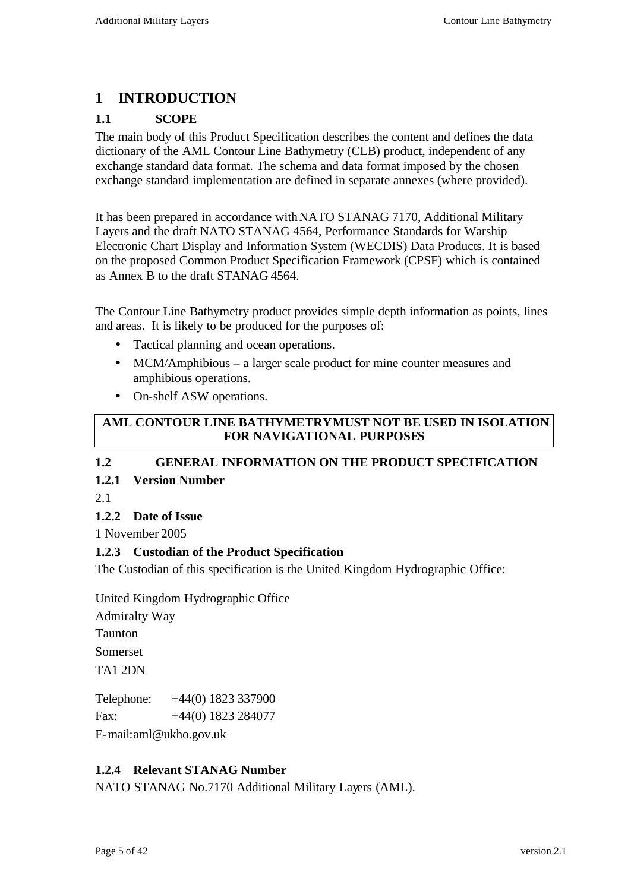# 1 INTRODUCTION

## 1.1 SCOPE

The main body of this Product Specification describes the content and defines the data dictionary of the AML Contour Line Bathymetry (CLB) product, independent of any exchange standard data format. The schema and data format imposed by the chosen exchange standard implementation are defined in separate annexes (where provided).

It has been prepared in accordance with NATO STANAG 7170, Additional Military Layers and the draft NATO STANAG 4564, Performance Standards for Warship Electronic Chart Display and Information System (WECDIS) Data Products. It is based on the proposed Common Product Specification Framework (CPSF) which is contained as Annex B to the draft STANAG 4564.

The Contour Line Bathymetry product provides simple depth information as points, lines and areas. It is likely to be produced for the purposes of:

- Tactical planning and ocean operations.
- MCM/Amphibious – a larger scale product for mine counter measures and amphibious operations.
- On-shelf ASW operations.

**AML CONTOUR LINE BATHYMETRY MUST NOT BE USED IN ISOLATION FOR NAVIGATIONAL PURPOSES**

## 1.2 GENERAL INFORMATION ON THE PRODUCT SPECIFICATION

### 1.2.1 Version Number

2.1

### 1.2.2 Date of Issue

1 November 2005

### 1.2.3 Custodian of the Product Specification

The Custodian of this specification is the United Kingdom Hydrographic Office:

United Kingdom Hydrographic Office
Admiralty Way
Taunton
Somerset
TA1 2DN

Telephone: +44(0) 1823 337900
Fax: +44(0) 1823 284077
E-mail: aml@ukho.gov.uk

### 1.2.4 Relevant STANAG Number

NATO STANAG No.7170 Additional Military Layers (AML).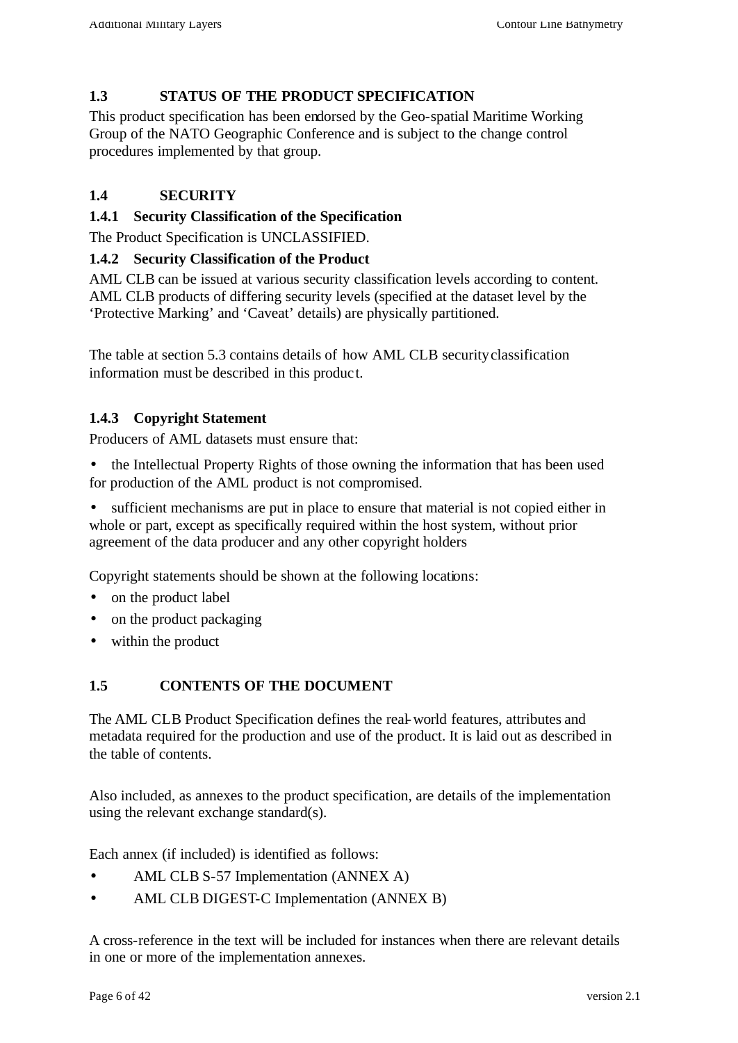## 1.3 STATUS OF THE PRODUCT SPECIFICATION

This product specification has been endorsed by the Geo-spatial Maritime Working Group of the NATO Geographic Conference and is subject to the change control procedures implemented by that group.

## 1.4 SECURITY

### 1.4.1 Security Classification of the Specification

The Product Specification is UNCLASSIFIED.

### 1.4.2 Security Classification of the Product

AML CLB can be issued at various security classification levels according to content. AML CLB products of differing security levels (specified at the dataset level by the 'Protective Marking' and 'Caveat' details) are physically partitioned.

The table at section 5.3 contains details of how AML CLB security classification information must be described in this product.

### 1.4.3 Copyright Statement

Producers of AML datasets must ensure that:

- the Intellectual Property Rights of those owning the information that has been used for production of the AML product is not compromised.
- sufficient mechanisms are put in place to ensure that material is not copied either in whole or part, except as specifically required within the host system, without prior agreement of the data producer and any other copyright holders

Copyright statements should be shown at the following locations:

- on the product label
- on the product packaging
- within the product

## 1.5 CONTENTS OF THE DOCUMENT

The AML CLB Product Specification defines the real-world features, attributes and metadata required for the production and use of the product. It is laid out as described in the table of contents.

Also included, as annexes to the product specification, are details of the implementation using the relevant exchange standard(s).

Each annex (if included) is identified as follows:

- AML CLB S-57 Implementation (ANNEX A)
- AML CLB DIGEST-C Implementation (ANNEX B)

A cross-reference in the text will be included for instances when there are relevant details in one or more of the implementation annexes.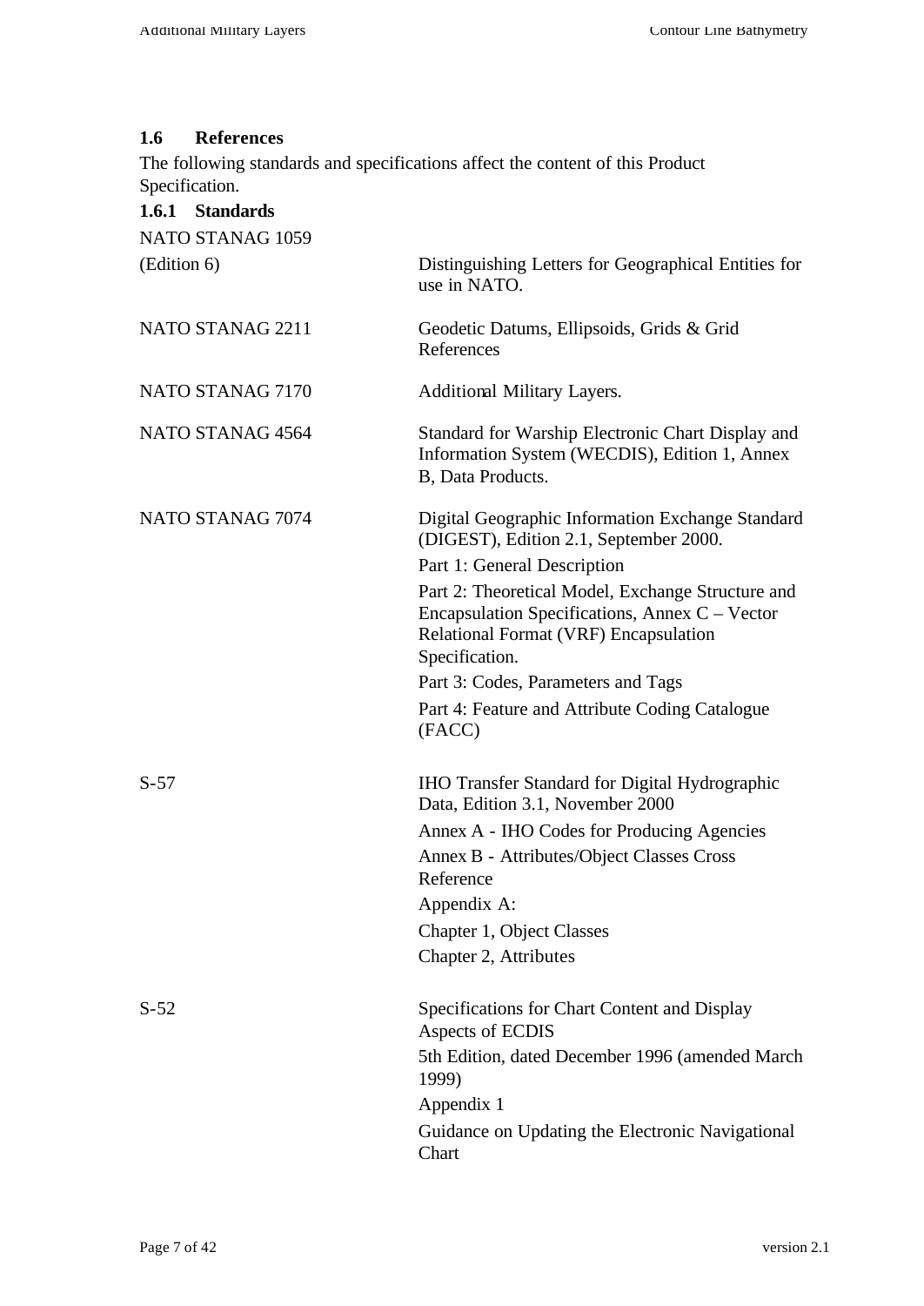## 1.6 References

The following standards and specifications affect the content of this Product Specification.

### 1.6.1 Standards

| Standard | Description |
|---|---|
| NATO STANAG 1059 (Edition 6) | Distinguishing Letters for Geographical Entities for use in NATO. |
| NATO STANAG 2211 | Geodetic Datums, Ellipsoids, Grids & Grid References |
| NATO STANAG 7170 | Additional Military Layers. |
| NATO STANAG 4564 | Standard for Warship Electronic Chart Display and Information System (WECDIS), Edition 1, Annex B, Data Products. |
| NATO STANAG 7074 | Digital Geographic Information Exchange Standard (DIGEST), Edition 2.1, September 2000.<br>Part 1: General Description<br>Part 2: Theoretical Model, Exchange Structure and Encapsulation Specifications, Annex C – Vector Relational Format (VRF) Encapsulation Specification.<br>Part 3: Codes, Parameters and Tags<br>Part 4: Feature and Attribute Coding Catalogue (FACC) |
| S-57 | IHO Transfer Standard for Digital Hydrographic Data, Edition 3.1, November 2000<br>Annex A - IHO Codes for Producing Agencies<br>Annex B - Attributes/Object Classes Cross Reference<br>Appendix A:<br>Chapter 1, Object Classes<br>Chapter 2, Attributes |
| S-52 | Specifications for Chart Content and Display Aspects of ECDIS<br>5th Edition, dated December 1996 (amended March 1999)<br>Appendix 1<br>Guidance on Updating the Electronic Navigational Chart |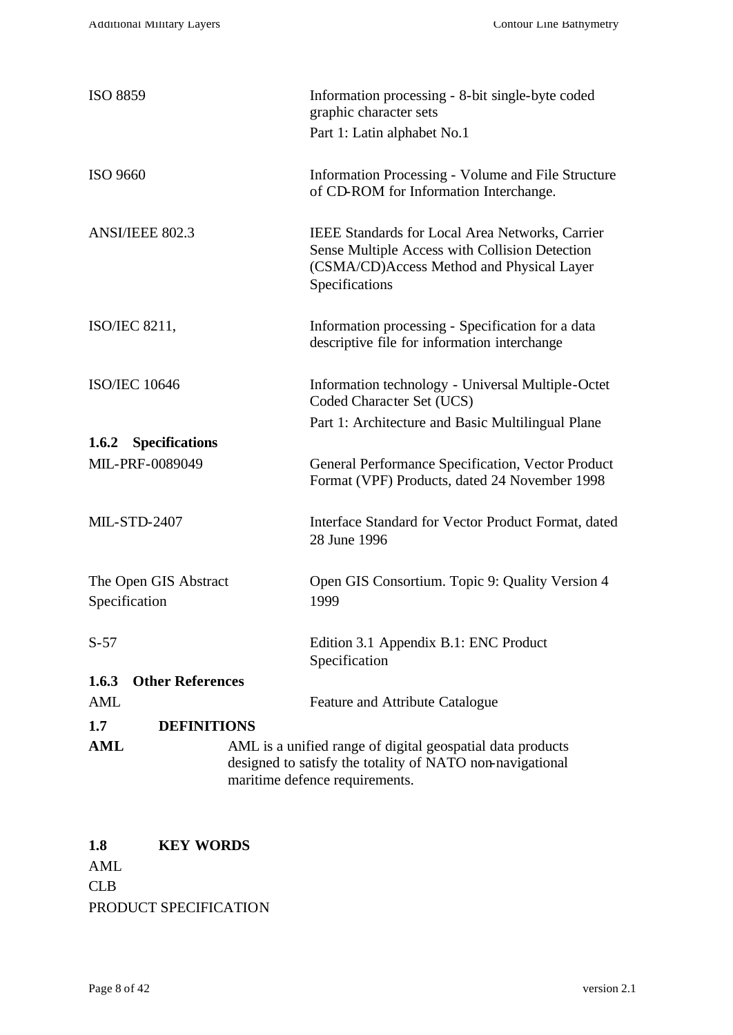| | |
|---|---|
| ISO 8859 | Information processing - 8-bit single-byte coded graphic character sets<br>Part 1: Latin alphabet No.1 |
| ISO 9660 | Information Processing - Volume and File Structure of CD-ROM for Information Interchange. |
| ANSI/IEEE 802.3 | IEEE Standards for Local Area Networks, Carrier Sense Multiple Access with Collision Detection (CSMA/CD)Access Method and Physical Layer Specifications |
| ISO/IEC 8211, | Information processing - Specification for a data descriptive file for information interchange |
| ISO/IEC 10646 | Information technology - Universal Multiple-Octet Coded Character Set (UCS)<br>Part 1: Architecture and Basic Multilingual Plane |

### 1.6.2 Specifications

| | |
|---|---|
| MIL-PRF-0089049 | General Performance Specification, Vector Product Format (VPF) Products, dated 24 November 1998 |
| MIL-STD-2407 | Interface Standard for Vector Product Format, dated 28 June 1996 |
| The Open GIS Abstract Specification | Open GIS Consortium. Topic 9: Quality Version 4 1999 |
| S-57 | Edition 3.1 Appendix B.1: ENC Product Specification |

### 1.6.3 Other References

| | |
|---|---|
| AML | Feature and Attribute Catalogue |

## 1.7 DEFINITIONS

**AML** AML is a unified range of digital geospatial data products designed to satisfy the totality of NATO non-navigational maritime defence requirements.

## 1.8 KEY WORDS

AML
CLB
PRODUCT SPECIFICATION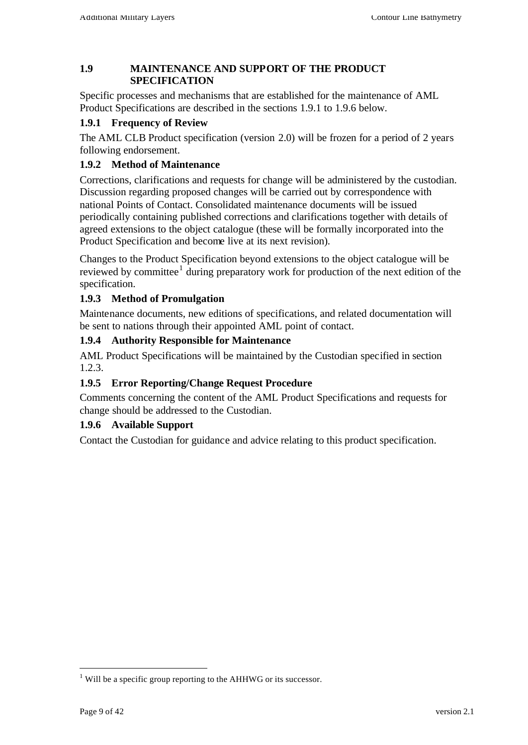## 1.9 MAINTENANCE AND SUPPORT OF THE PRODUCT SPECIFICATION

Specific processes and mechanisms that are established for the maintenance of AML Product Specifications are described in the sections 1.9.1 to 1.9.6 below.

### 1.9.1 Frequency of Review

The AML CLB Product specification (version 2.0) will be frozen for a period of 2 years following endorsement.

### 1.9.2 Method of Maintenance

Corrections, clarifications and requests for change will be administered by the custodian. Discussion regarding proposed changes will be carried out by correspondence with national Points of Contact. Consolidated maintenance documents will be issued periodically containing published corrections and clarifications together with details of agreed extensions to the object catalogue (these will be formally incorporated into the Product Specification and become live at its next revision).

Changes to the Product Specification beyond extensions to the object catalogue will be reviewed by committee[1] during preparatory work for production of the next edition of the specification.

### 1.9.3 Method of Promulgation

Maintenance documents, new editions of specifications, and related documentation will be sent to nations through their appointed AML point of contact.

### 1.9.4 Authority Responsible for Maintenance

AML Product Specifications will be maintained by the Custodian specified in section 1.2.3.

### 1.9.5 Error Reporting/Change Request Procedure

Comments concerning the content of the AML Product Specifications and requests for change should be addressed to the Custodian.

### 1.9.6 Available Support

Contact the Custodian for guidance and advice relating to this product specification.

---

[1] Will be a specific group reporting to the AHHWG or its successor.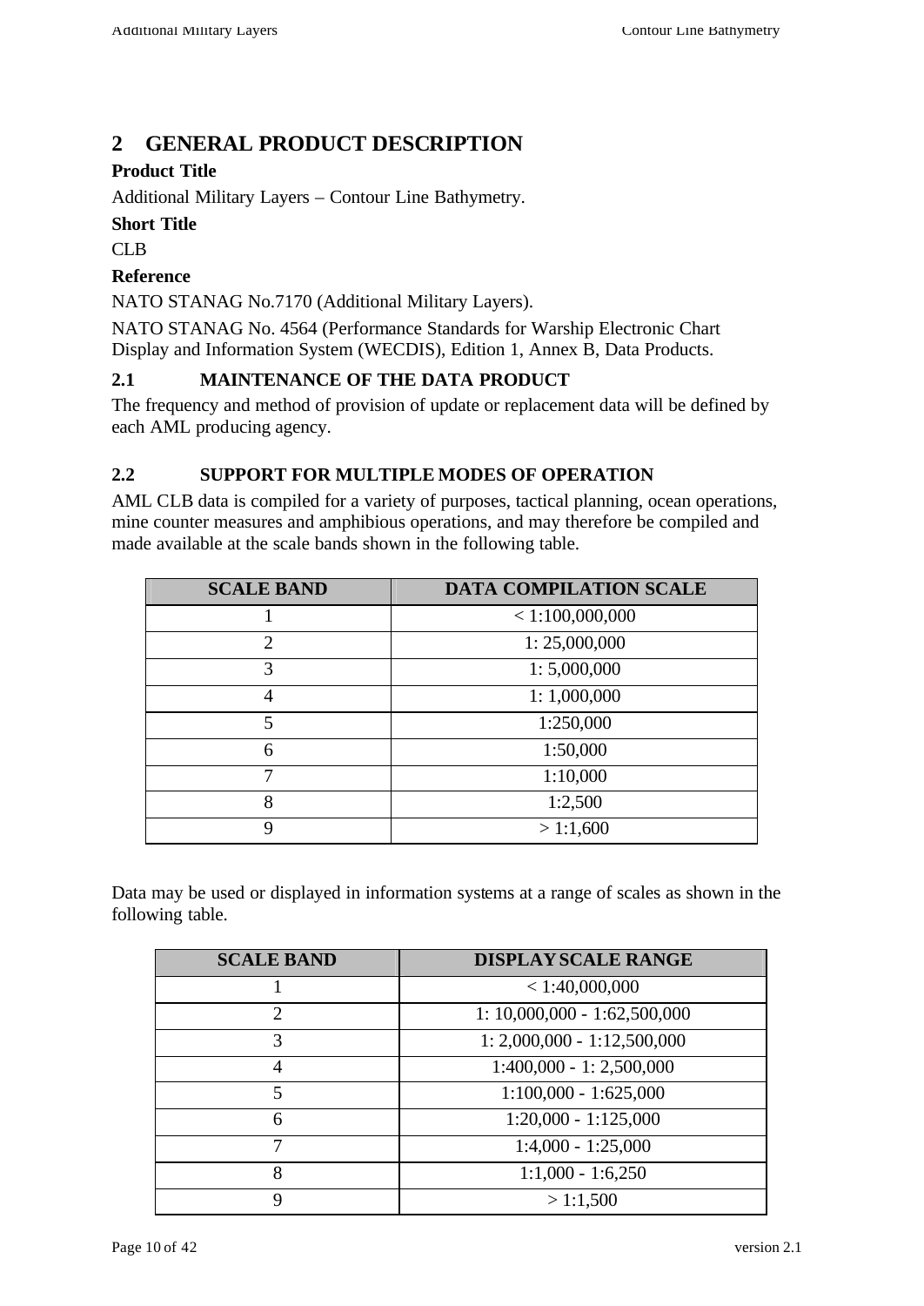# 2 GENERAL PRODUCT DESCRIPTION

**Product Title**

Additional Military Layers – Contour Line Bathymetry.

**Short Title**

CLB

**Reference**

NATO STANAG No.7170 (Additional Military Layers).

NATO STANAG No. 4564 (Performance Standards for Warship Electronic Chart Display and Information System (WECDIS), Edition 1, Annex B, Data Products.

## 2.1 MAINTENANCE OF THE DATA PRODUCT

The frequency and method of provision of update or replacement data will be defined by each AML producing agency.

## 2.2 SUPPORT FOR MULTIPLE MODES OF OPERATION

AML CLB data is compiled for a variety of purposes, tactical planning, ocean operations, mine counter measures and amphibious operations, and may therefore be compiled and made available at the scale bands shown in the following table.

| SCALE BAND | DATA COMPILATION SCALE |
|---|---|
| 1 | < 1:100,000,000 |
| 2 | 1: 25,000,000 |
| 3 | 1: 5,000,000 |
| 4 | 1: 1,000,000 |
| 5 | 1:250,000 |
| 6 | 1:50,000 |
| 7 | 1:10,000 |
| 8 | 1:2,500 |
| 9 | > 1:1,600 |

Data may be used or displayed in information systems at a range of scales as shown in the following table.

| SCALE BAND | DISPLAY SCALE RANGE |
|---|---|
| 1 | < 1:40,000,000 |
| 2 | 1: 10,000,000 - 1:62,500,000 |
| 3 | 1: 2,000,000 - 1:12,500,000 |
| 4 | 1:400,000 - 1: 2,500,000 |
| 5 | 1:100,000 - 1:625,000 |
| 6 | 1:20,000 - 1:125,000 |
| 7 | 1:4,000 - 1:25,000 |
| 8 | 1:1,000 - 1:6,250 |
| 9 | > 1:1,500 |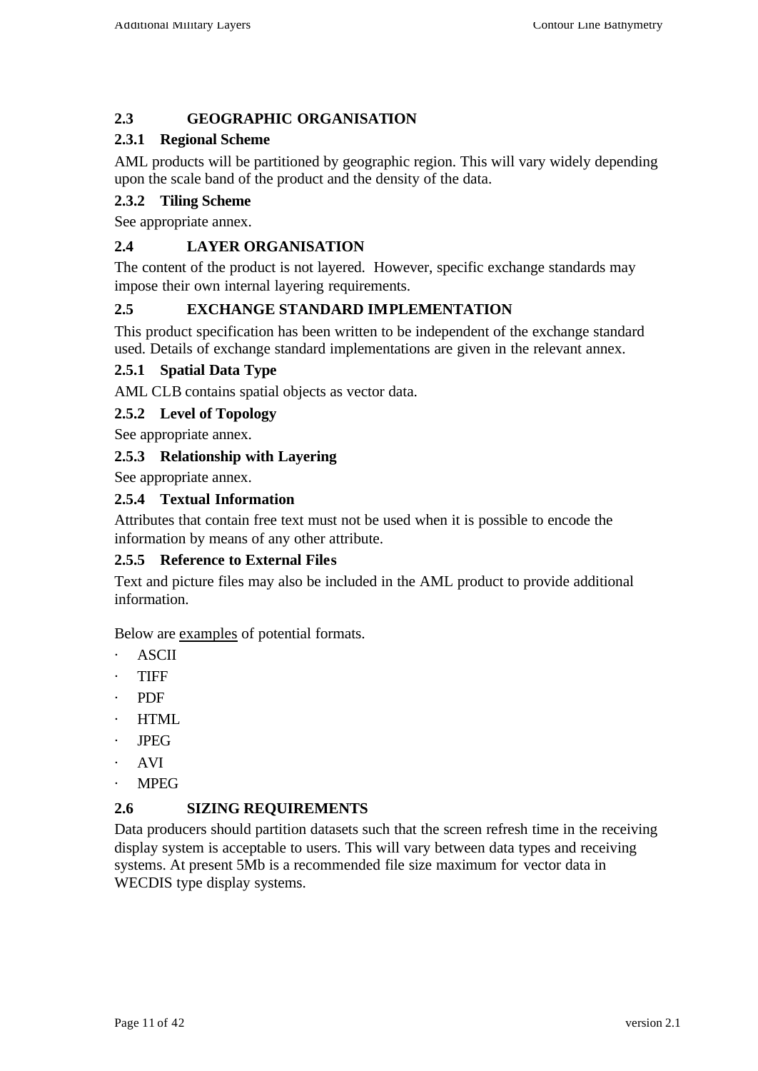## 2.3 GEOGRAPHIC ORGANISATION

### 2.3.1 Regional Scheme

AML products will be partitioned by geographic region. This will vary widely depending upon the scale band of the product and the density of the data.

### 2.3.2 Tiling Scheme

See appropriate annex.

## 2.4 LAYER ORGANISATION

The content of the product is not layered. However, specific exchange standards may impose their own internal layering requirements.

## 2.5 EXCHANGE STANDARD IMPLEMENTATION

This product specification has been written to be independent of the exchange standard used. Details of exchange standard implementations are given in the relevant annex.

### 2.5.1 Spatial Data Type

AML CLB contains spatial objects as vector data.

### 2.5.2 Level of Topology

See appropriate annex.

### 2.5.3 Relationship with Layering

See appropriate annex.

### 2.5.4 Textual Information

Attributes that contain free text must not be used when it is possible to encode the information by means of any other attribute.

### 2.5.5 Reference to External Files

Text and picture files may also be included in the AML product to provide additional information.

Below are <u>examples</u> of potential formats.

- ASCII
- TIFF
- PDF
- HTML
- JPEG
- AVI
- MPEG

## 2.6 SIZING REQUIREMENTS

Data producers should partition datasets such that the screen refresh time in the receiving display system is acceptable to users. This will vary between data types and receiving systems. At present 5Mb is a recommended file size maximum for vector data in WECDIS type display systems.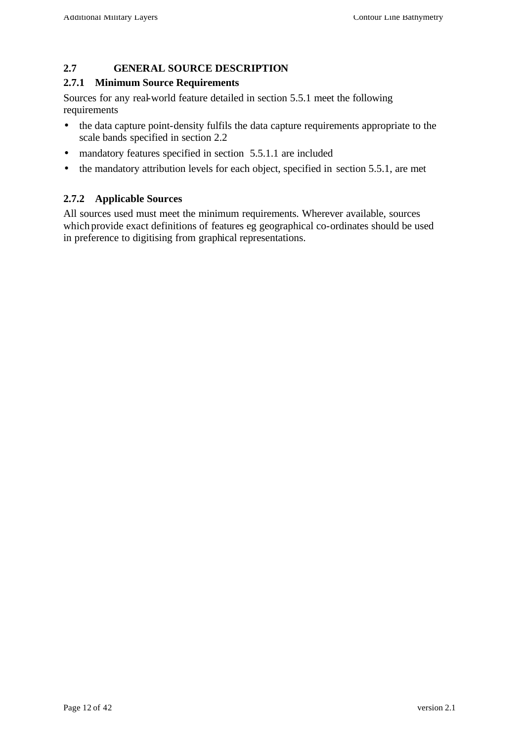## 2.7 GENERAL SOURCE DESCRIPTION

### 2.7.1 Minimum Source Requirements

Sources for any real-world feature detailed in section 5.5.1 meet the following requirements

- the data capture point-density fulfils the data capture requirements appropriate to the scale bands specified in section 2.2
- mandatory features specified in section 5.5.1.1 are included
- the mandatory attribution levels for each object, specified in section 5.5.1, are met

### 2.7.2 Applicable Sources

All sources used must meet the minimum requirements. Wherever available, sources which provide exact definitions of features eg geographical co-ordinates should be used in preference to digitising from graphical representations.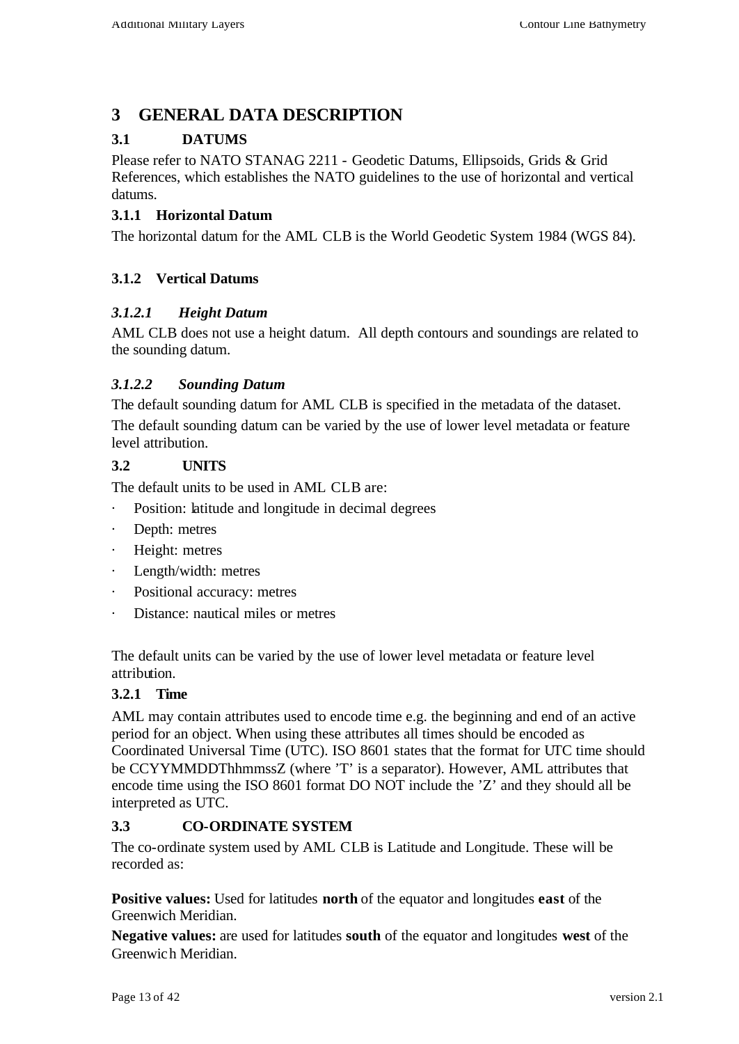# 3 GENERAL DATA DESCRIPTION

## 3.1 DATUMS

Please refer to NATO STANAG 2211 - Geodetic Datums, Ellipsoids, Grids & Grid References, which establishes the NATO guidelines to the use of horizontal and vertical datums.

### 3.1.1 Horizontal Datum

The horizontal datum for the AML CLB is the World Geodetic System 1984 (WGS 84).

### 3.1.2 Vertical Datums

#### *3.1.2.1 Height Datum*

AML CLB does not use a height datum. All depth contours and soundings are related to the sounding datum.

#### *3.1.2.2 Sounding Datum*

The default sounding datum for AML CLB is specified in the metadata of the dataset.

The default sounding datum can be varied by the use of lower level metadata or feature level attribution.

## 3.2 UNITS

The default units to be used in AML CLB are:

- Position: latitude and longitude in decimal degrees
- Depth: metres
- Height: metres
- Length/width: metres
- Positional accuracy: metres
- Distance: nautical miles or metres

The default units can be varied by the use of lower level metadata or feature level attribution.

### 3.2.1 Time

AML may contain attributes used to encode time e.g. the beginning and end of an active period for an object. When using these attributes all times should be encoded as Coordinated Universal Time (UTC). ISO 8601 states that the format for UTC time should be CCYYMMDDThhmmssZ (where 'T' is a separator). However, AML attributes that encode time using the ISO 8601 format DO NOT include the 'Z' and they should all be interpreted as UTC.

## 3.3 CO-ORDINATE SYSTEM

The co-ordinate system used by AML CLB is Latitude and Longitude. These will be recorded as:

**Positive values:** Used for latitudes **north** of the equator and longitudes **east** of the Greenwich Meridian.

**Negative values:** are used for latitudes **south** of the equator and longitudes **west** of the Greenwich Meridian.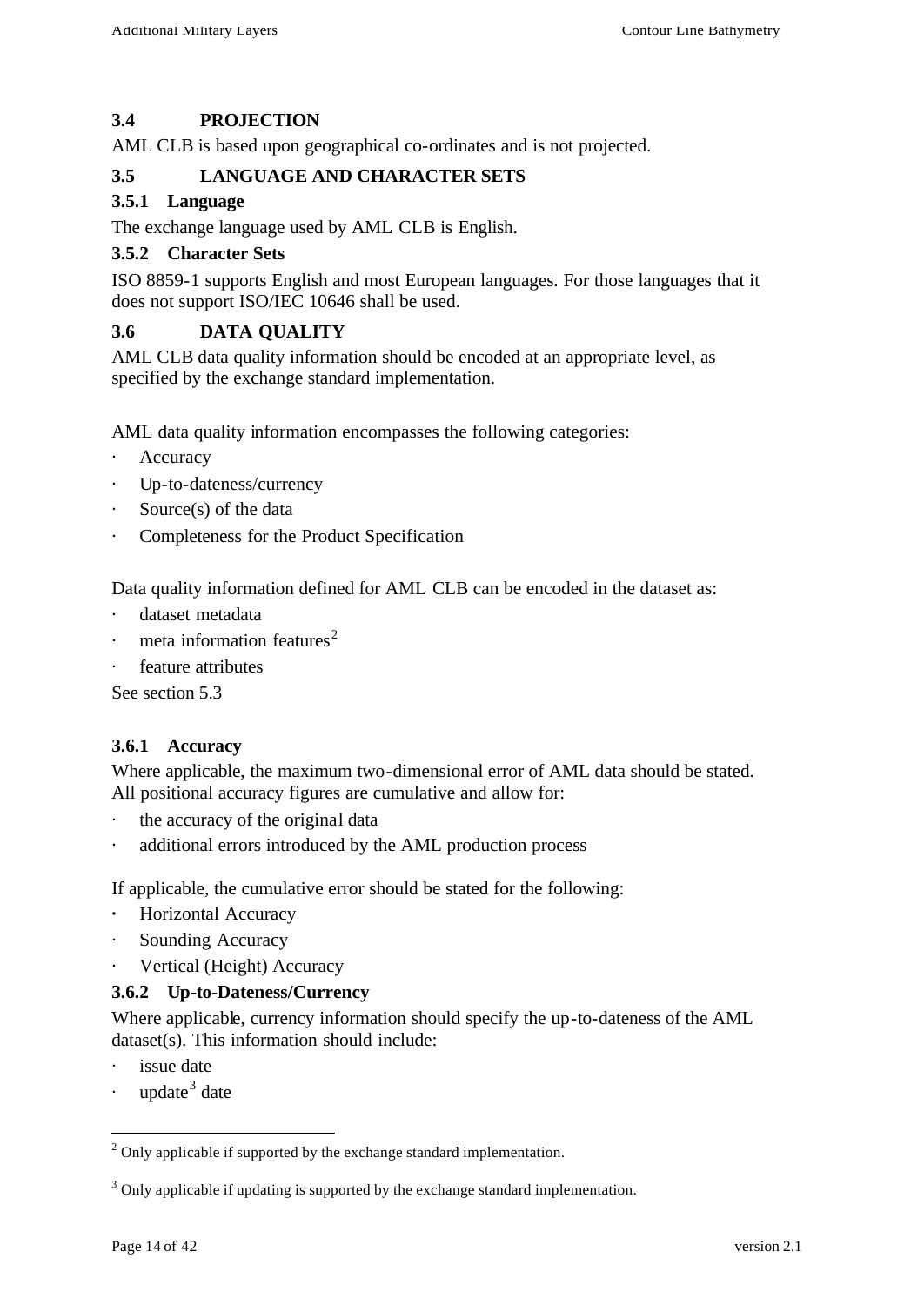## 3.4 PROJECTION

AML CLB is based upon geographical co-ordinates and is not projected.

## 3.5 LANGUAGE AND CHARACTER SETS

### 3.5.1 Language

The exchange language used by AML CLB is English.

### 3.5.2 Character Sets

ISO 8859-1 supports English and most European languages. For those languages that it does not support ISO/IEC 10646 shall be used.

## 3.6 DATA QUALITY

AML CLB data quality information should be encoded at an appropriate level, as specified by the exchange standard implementation.

AML data quality information encompasses the following categories:

- Accuracy
- Up-to-dateness/currency
- Source(s) of the data
- Completeness for the Product Specification

Data quality information defined for AML CLB can be encoded in the dataset as:

- dataset metadata
- meta information features[2]
- feature attributes

See section 5.3

### 3.6.1 Accuracy

Where applicable, the maximum two-dimensional error of AML data should be stated. All positional accuracy figures are cumulative and allow for:

- the accuracy of the original data
- additional errors introduced by the AML production process

If applicable, the cumulative error should be stated for the following:

- Horizontal Accuracy
- Sounding Accuracy
- Vertical (Height) Accuracy

### 3.6.2 Up-to-Dateness/Currency

Where applicable, currency information should specify the up-to-dateness of the AML dataset(s). This information should include:

- issue date
- update[3] date

---

[2] Only applicable if supported by the exchange standard implementation.

[3] Only applicable if updating is supported by the exchange standard implementation.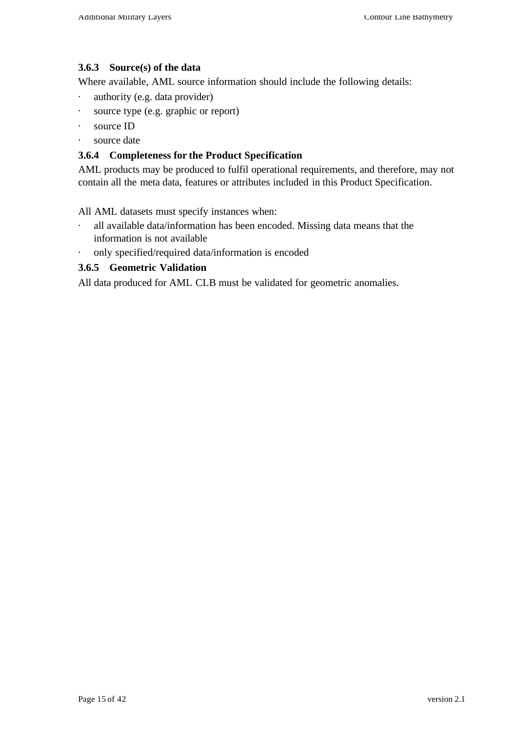### 3.6.3 Source(s) of the data

Where available, AML source information should include the following details:

- authority (e.g. data provider)
- source type (e.g. graphic or report)
- source ID
- source date

### 3.6.4 Completeness for the Product Specification

AML products may be produced to fulfil operational requirements, and therefore, may not contain all the meta data, features or attributes included in this Product Specification.

All AML datasets must specify instances when:

- all available data/information has been encoded. Missing data means that the information is not available
- only specified/required data/information is encoded

### 3.6.5 Geometric Validation

All data produced for AML CLB must be validated for geometric anomalies.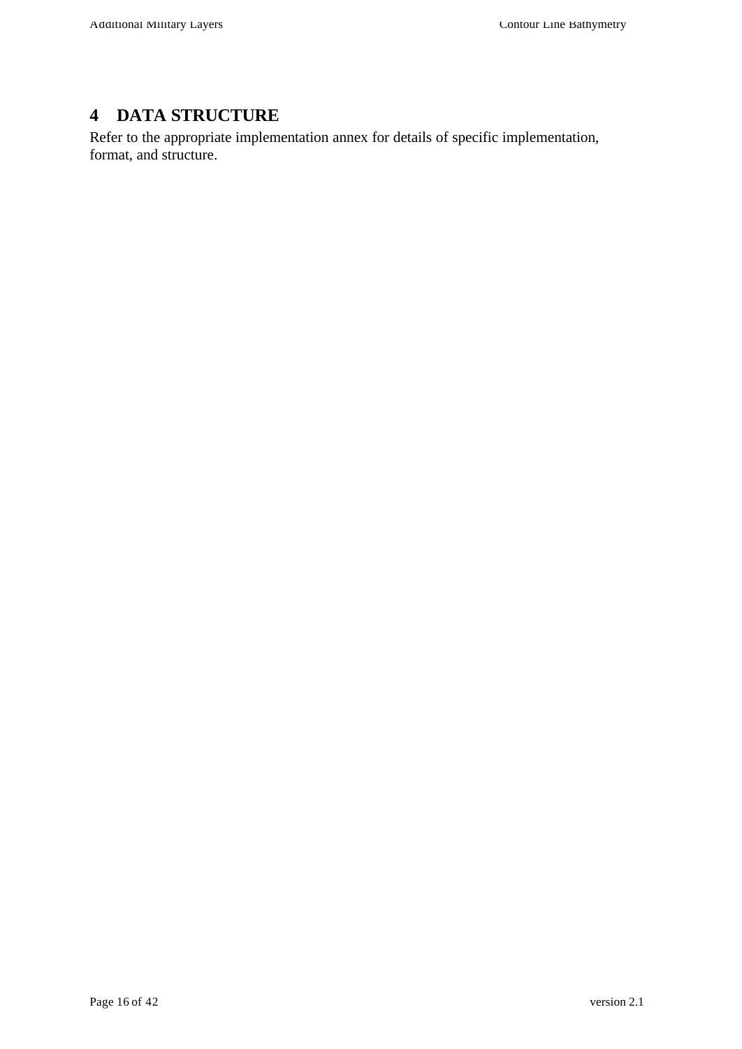# 4 DATA STRUCTURE

Refer to the appropriate implementation annex for details of specific implementation, format, and structure.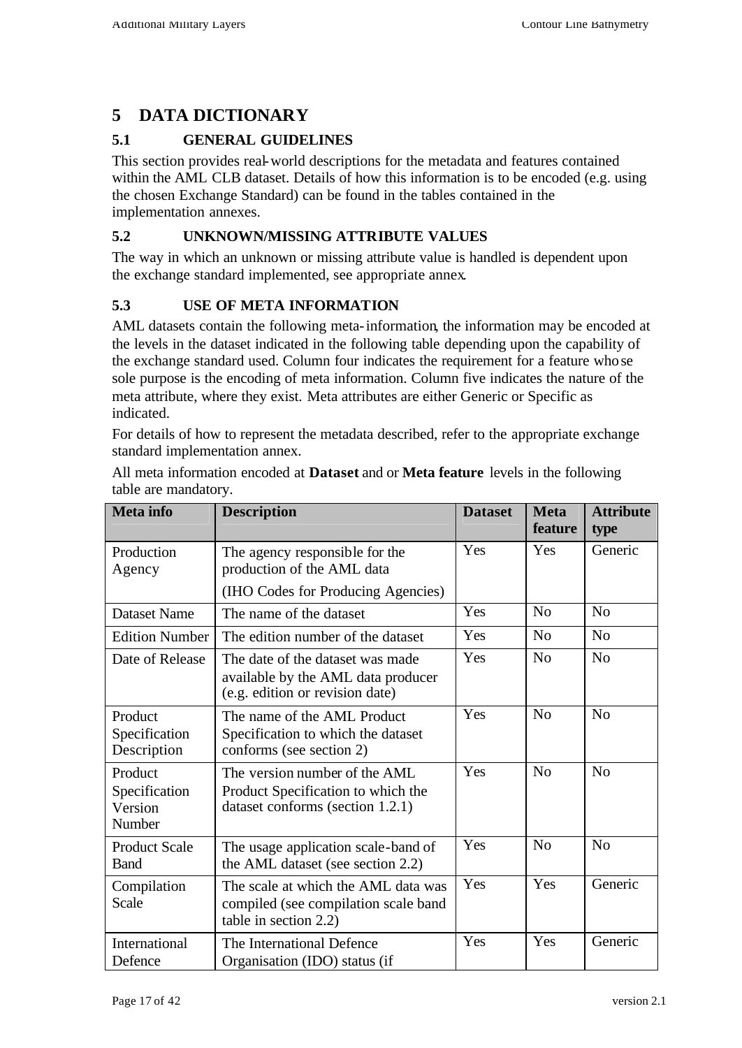# 5 DATA DICTIONARY

## 5.1 GENERAL GUIDELINES

This section provides real-world descriptions for the metadata and features contained within the AML CLB dataset. Details of how this information is to be encoded (e.g. using the chosen Exchange Standard) can be found in the tables contained in the implementation annexes.

## 5.2 UNKNOWN/MISSING ATTRIBUTE VALUES

The way in which an unknown or missing attribute value is handled is dependent upon the exchange standard implemented, see appropriate annex.

## 5.3 USE OF META INFORMATION

AML datasets contain the following meta-information, the information may be encoded at the levels in the dataset indicated in the following table depending upon the capability of the exchange standard used. Column four indicates the requirement for a feature whose sole purpose is the encoding of meta information. Column five indicates the nature of the meta attribute, where they exist. Meta attributes are either Generic or Specific as indicated.

For details of how to represent the metadata described, refer to the appropriate exchange standard implementation annex.

All meta information encoded at **Dataset** and or **Meta feature** levels in the following table are mandatory.

| Meta info | Description | Dataset | Meta feature | Attribute type |
|---|---|---|---|---|
| Production Agency | The agency responsible for the production of the AML data (IHO Codes for Producing Agencies) | Yes | Yes | Generic |
| Dataset Name | The name of the dataset | Yes | No | No |
| Edition Number | The edition number of the dataset | Yes | No | No |
| Date of Release | The date of the dataset was made available by the AML data producer (e.g. edition or revision date) | Yes | No | No |
| Product Specification Description | The name of the AML Product Specification to which the dataset conforms (see section 2) | Yes | No | No |
| Product Specification Version Number | The version number of the AML Product Specification to which the dataset conforms (section 1.2.1) | Yes | No | No |
| Product Scale Band | The usage application scale-band of the AML dataset (see section 2.2) | Yes | No | No |
| Compilation Scale | The scale at which the AML data was compiled (see compilation scale band table in section 2.2) | Yes | Yes | Generic |
| International Defence | The International Defence Organisation (IDO) status (if | Yes | Yes | Generic |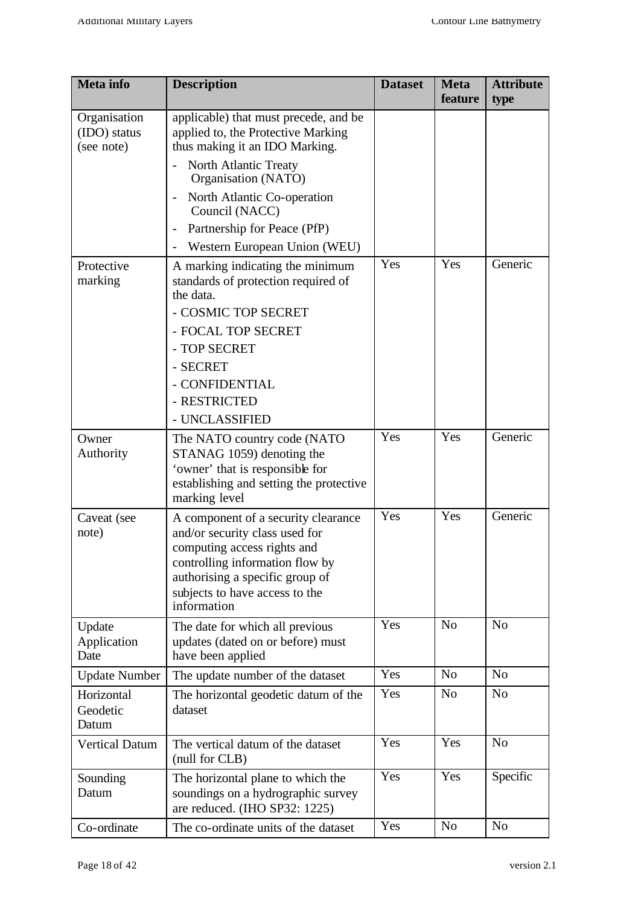| Meta info | Description | Dataset | Meta feature | Attribute type |
|---|---|---|---|---|
| Organisation (IDO) status (see note) | applicable) that must precede, and be applied to, the Protective Marking thus making it an IDO Marking.<br>- North Atlantic Treaty Organisation (NATO)<br>- North Atlantic Co-operation Council (NACC)<br>- Partnership for Peace (PfP)<br>- Western European Union (WEU) | | | |
| Protective marking | A marking indicating the minimum standards of protection required of the data.<br>- COSMIC TOP SECRET<br>- FOCAL TOP SECRET<br>- TOP SECRET<br>- SECRET<br>- CONFIDENTIAL<br>- RESTRICTED<br>- UNCLASSIFIED | Yes | Yes | Generic |
| Owner Authority | The NATO country code (NATO STANAG 1059) denoting the 'owner' that is responsible for establishing and setting the protective marking level | Yes | Yes | Generic |
| Caveat (see note) | A component of a security clearance and/or security class used for computing access rights and controlling information flow by authorising a specific group of subjects to have access to the information | Yes | Yes | Generic |
| Update Application Date | The date for which all previous updates (dated on or before) must have been applied | Yes | No | No |
| Update Number | The update number of the dataset | Yes | No | No |
| Horizontal Geodetic Datum | The horizontal geodetic datum of the dataset | Yes | No | No |
| Vertical Datum | The vertical datum of the dataset (null for CLB) | Yes | Yes | No |
| Sounding Datum | The horizontal plane to which the soundings on a hydrographic survey are reduced. (IHO SP32: 1225) | Yes | Yes | Specific |
| Co-ordinate | The co-ordinate units of the dataset | Yes | No | No |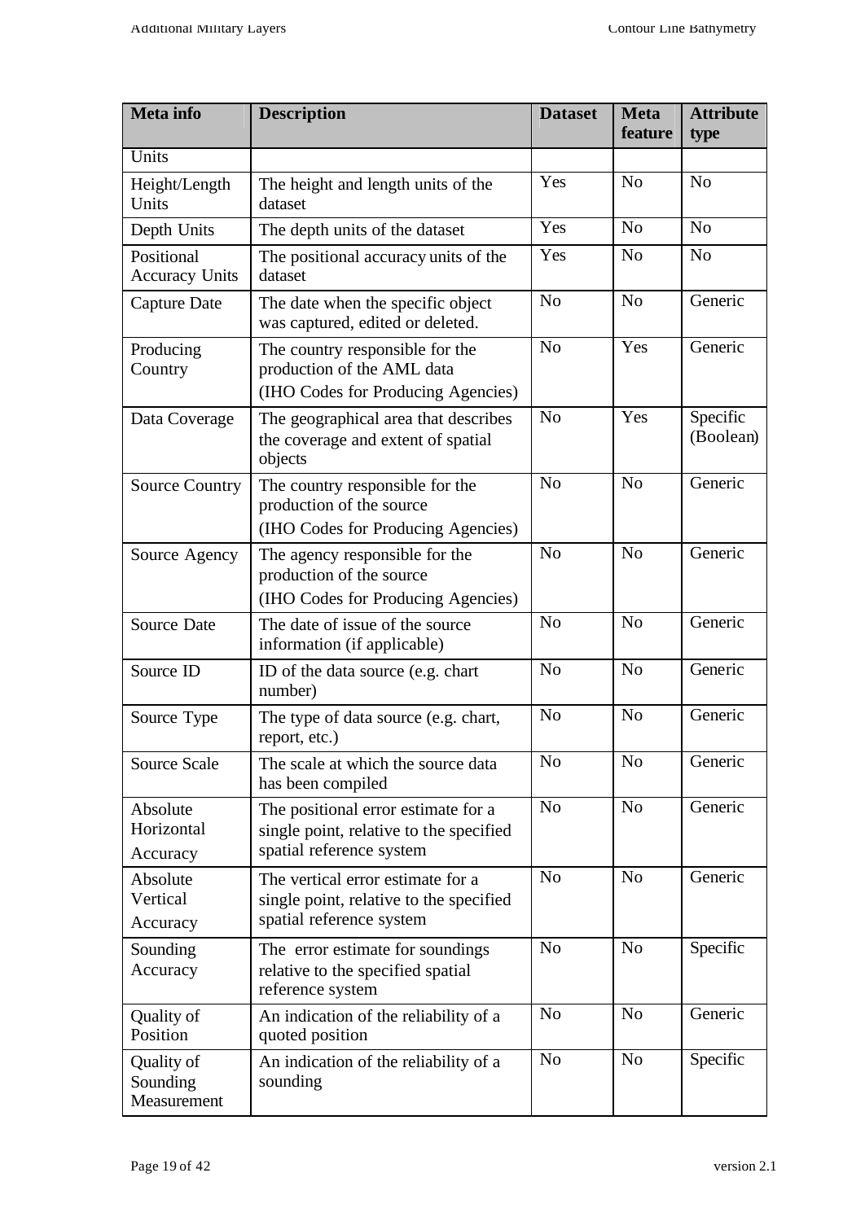| Meta info | Description | Dataset | Meta feature | Attribute type |
|---|---|---|---|---|
| Units | | | | |
| Height/Length Units | The height and length units of the dataset | Yes | No | No |
| Depth Units | The depth units of the dataset | Yes | No | No |
| Positional Accuracy Units | The positional accuracy units of the dataset | Yes | No | No |
| Capture Date | The date when the specific object was captured, edited or deleted. | No | No | Generic |
| Producing Country | The country responsible for the production of the AML data (IHO Codes for Producing Agencies) | No | Yes | Generic |
| Data Coverage | The geographical area that describes the coverage and extent of spatial objects | No | Yes | Specific (Boolean) |
| Source Country | The country responsible for the production of the source (IHO Codes for Producing Agencies) | No | No | Generic |
| Source Agency | The agency responsible for the production of the source (IHO Codes for Producing Agencies) | No | No | Generic |
| Source Date | The date of issue of the source information (if applicable) | No | No | Generic |
| Source ID | ID of the data source (e.g. chart number) | No | No | Generic |
| Source Type | The type of data source (e.g. chart, report, etc.) | No | No | Generic |
| Source Scale | The scale at which the source data has been compiled | No | No | Generic |
| Absolute Horizontal Accuracy | The positional error estimate for a single point, relative to the specified spatial reference system | No | No | Generic |
| Absolute Vertical Accuracy | The vertical error estimate for a single point, relative to the specified spatial reference system | No | No | Generic |
| Sounding Accuracy | The error estimate for soundings relative to the specified spatial reference system | No | No | Specific |
| Quality of Position | An indication of the reliability of a quoted position | No | No | Generic |
| Quality of Sounding Measurement | An indication of the reliability of a sounding | No | No | Specific |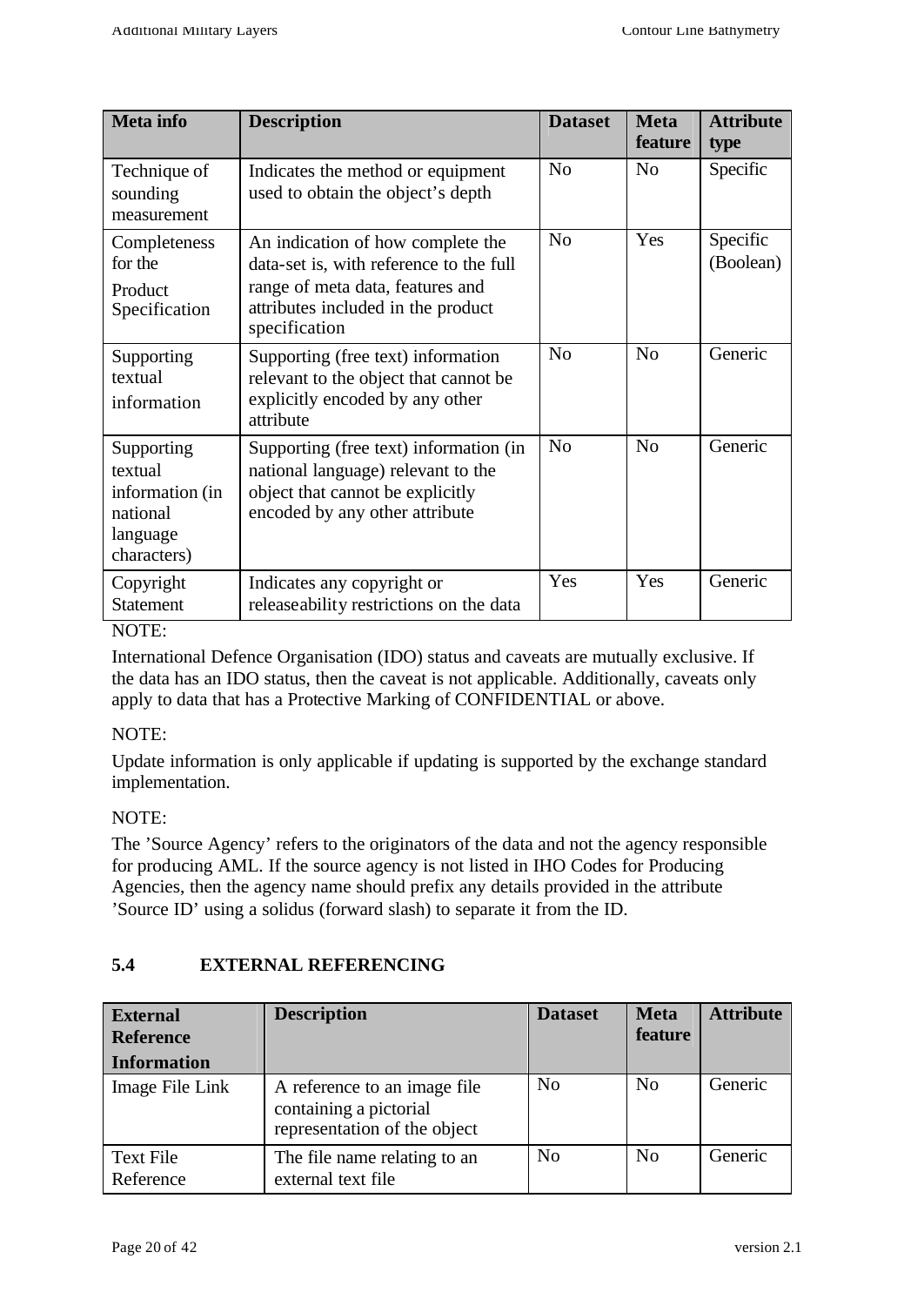| Meta info | Description | Dataset | Meta feature | Attribute type |
|---|---|---|---|---|
| Technique of sounding measurement | Indicates the method or equipment used to obtain the object's depth | No | No | Specific |
| Completeness for the Product Specification | An indication of how complete the data-set is, with reference to the full range of meta data, features and attributes included in the product specification | No | Yes | Specific (Boolean) |
| Supporting textual information | Supporting (free text) information relevant to the object that cannot be explicitly encoded by any other attribute | No | No | Generic |
| Supporting textual information (in national language characters) | Supporting (free text) information (in national language) relevant to the object that cannot be explicitly encoded by any other attribute | No | No | Generic |
| Copyright Statement | Indicates any copyright or releaseability restrictions on the data | Yes | Yes | Generic |

NOTE:

International Defence Organisation (IDO) status and caveats are mutually exclusive. If the data has an IDO status, then the caveat is not applicable. Additionally, caveats only apply to data that has a Protective Marking of CONFIDENTIAL or above.

NOTE:

Update information is only applicable if updating is supported by the exchange standard implementation.

NOTE:

The 'Source Agency' refers to the originators of the data and not the agency responsible for producing AML. If the source agency is not listed in IHO Codes for Producing Agencies, then the agency name should prefix any details provided in the attribute 'Source ID' using a solidus (forward slash) to separate it from the ID.

## 5.4 EXTERNAL REFERENCING

| External Reference Information | Description | Dataset | Meta feature | Attribute |
|---|---|---|---|---|
| Image File Link | A reference to an image file containing a pictorial representation of the object | No | No | Generic |
| Text File Reference | The file name relating to an external text file | No | No | Generic |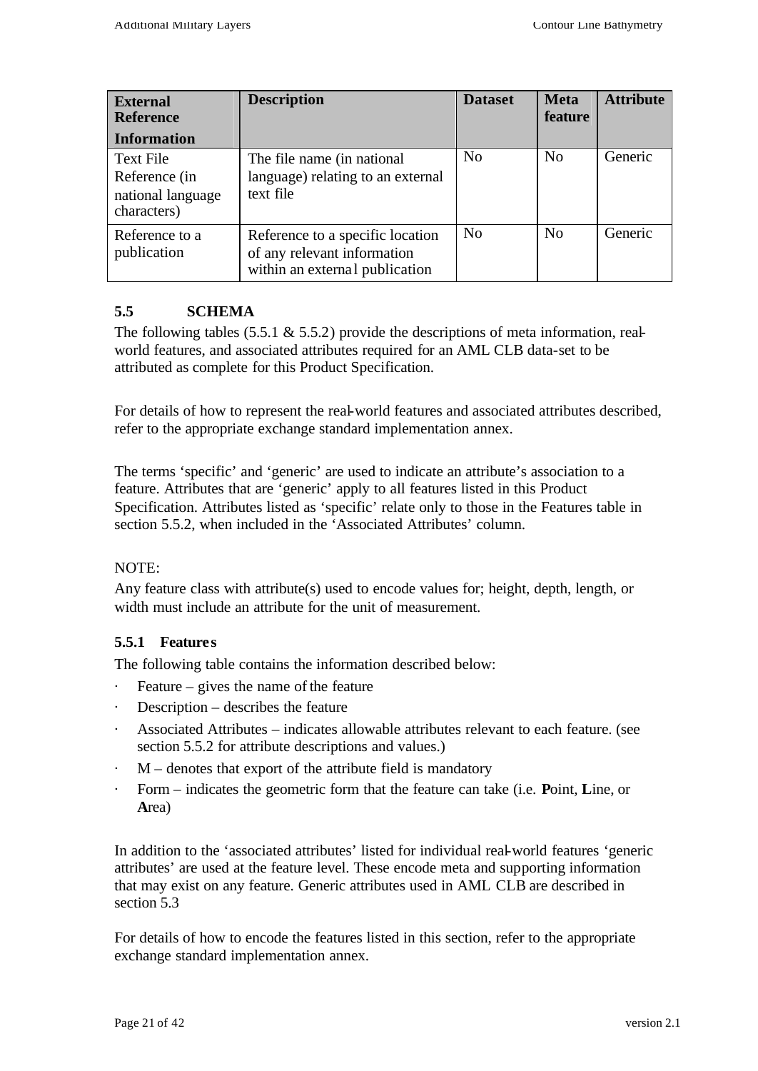| External Reference Information | Description | Dataset | Meta feature | Attribute |
|---|---|---|---|---|
| Text File Reference (in national language characters) | The file name (in national language) relating to an external text file | No | No | Generic |
| Reference to a publication | Reference to a specific location of any relevant information within an external publication | No | No | Generic |

## 5.5 SCHEMA

The following tables (5.5.1 & 5.5.2) provide the descriptions of meta information, real-world features, and associated attributes required for an AML CLB data-set to be attributed as complete for this Product Specification.

For details of how to represent the real-world features and associated attributes described, refer to the appropriate exchange standard implementation annex.

The terms 'specific' and 'generic' are used to indicate an attribute's association to a feature. Attributes that are 'generic' apply to all features listed in this Product Specification. Attributes listed as 'specific' relate only to those in the Features table in section 5.5.2, when included in the 'Associated Attributes' column.

NOTE:

Any feature class with attribute(s) used to encode values for; height, depth, length, or width must include an attribute for the unit of measurement.

### 5.5.1 Features

The following table contains the information described below:

- Feature – gives the name of the feature
- Description – describes the feature
- Associated Attributes – indicates allowable attributes relevant to each feature. (see section 5.5.2 for attribute descriptions and values.)
- M – denotes that export of the attribute field is mandatory
- Form – indicates the geometric form that the feature can take (i.e. **P**oint, **L**ine, or **A**rea)

In addition to the 'associated attributes' listed for individual real-world features 'generic attributes' are used at the feature level. These encode meta and supporting information that may exist on any feature. Generic attributes used in AML CLB are described in section 5.3

For details of how to encode the features listed in this section, refer to the appropriate exchange standard implementation annex.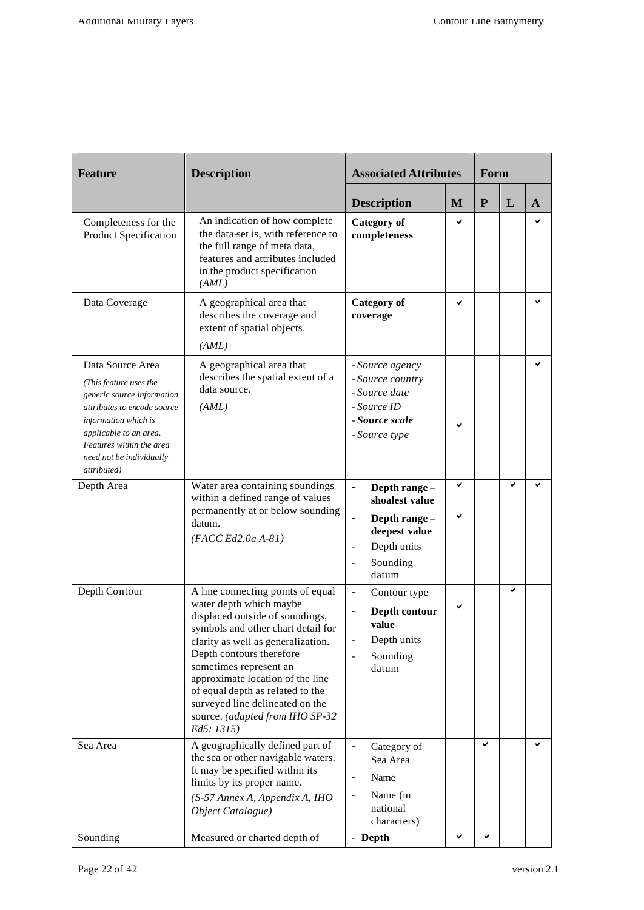| Feature | Description | Associated Attributes | | Form | | |
|---|---|---|---|---|---|---|
| | | Description | M | P | L | A |
| Completeness for the Product Specification | An indication of how complete the data-set is, with reference to the full range of meta data, features and attributes included in the product specification *(AML)* | **Category of completeness** | ✔ | | | ✔ |
| Data Coverage | A geographical area that describes the coverage and extent of spatial objects. *(AML)* | **Category of coverage** | ✔ | | | ✔ |
| Data Source Area *(This feature uses the generic source information attributes to encode source information which is applicable to an area. Features within the area need not be individually attributed)* | A geographical area that describes the spatial extent of a data source. *(AML)* | *- Source agency*<br>*- Source country*<br>*- Source date*<br>*- Source ID*<br>***- Source scale***<br>*- Source type* | ✔ | | | ✔ |
| Depth Area | Water area containing soundings within a defined range of values permanently at or below sounding datum. *(FACC Ed2.0a A-81)* | - **Depth range – shoalest value**<br>- **Depth range – deepest value**<br>- Depth units<br>- Sounding datum | ✔<br>✔ | | ✔ | ✔ |
| Depth Contour | A line connecting points of equal water depth which maybe displaced outside of soundings, symbols and other chart detail for clarity as well as generalization. Depth contours therefore sometimes represent an approximate location of the line of equal depth as related to the surveyed line delineated on the source. *(adapted from IHO SP-32 Ed5: 1315)* | - Contour type<br>- **Depth contour value**<br>- Depth units<br>- Sounding datum | ✔ | | ✔ | |
| Sea Area | A geographically defined part of the sea or other navigable waters. It may be specified within its limits by its proper name. *(S-57 Annex A, Appendix A, IHO Object Catalogue)* | - Category of Sea Area<br>- Name<br>- Name (in national characters) | | ✔ | | ✔ |
| Sounding | Measured or charted depth of | - **Depth** | ✔ | ✔ | | |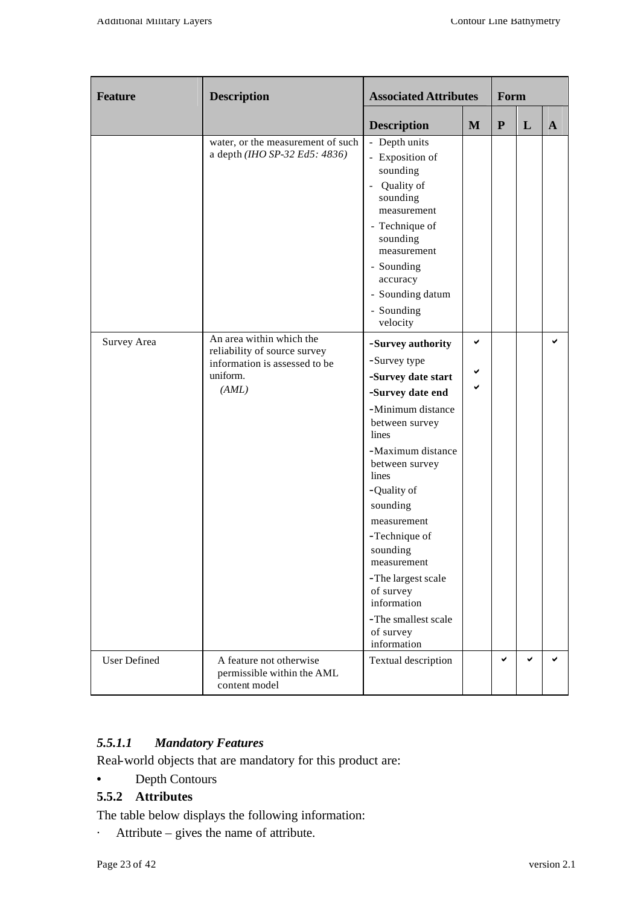| Feature | Description | Associated Attributes | | Form | | |
|---|---|---|---|---|---|---|
| | | **Description** | **M** | **P** | **L** | **A** |
| | water, or the measurement of such a depth *(IHO SP-32 Ed5: 4836)* | - Depth units<br>- Exposition of sounding<br>- Quality of sounding measurement<br>- Technique of sounding measurement<br>- Sounding accuracy<br>- Sounding datum<br>- Sounding velocity | | | | |
| Survey Area | An area within which the reliability of source survey information is assessed to be uniform. *(AML)* | **-Survey authority**<br>-Survey type<br>**-Survey date start**<br>**-Survey date end**<br>-Minimum distance between survey lines<br>-Maximum distance between survey lines<br>-Quality of sounding measurement<br>-Technique of sounding measurement<br>-The largest scale of survey information<br>-The smallest scale of survey information | ✔<br><br>✔<br>✔ | | | ✔ |
| User Defined | A feature not otherwise permissible within the AML content model | Textual description | | ✔ | ✔ | ✔ |

#### *5.5.1.1 Mandatory Features*

Real-world objects that are mandatory for this product are:

- Depth Contours

### 5.5.2 Attributes

The table below displays the following information:

- Attribute – gives the name of attribute.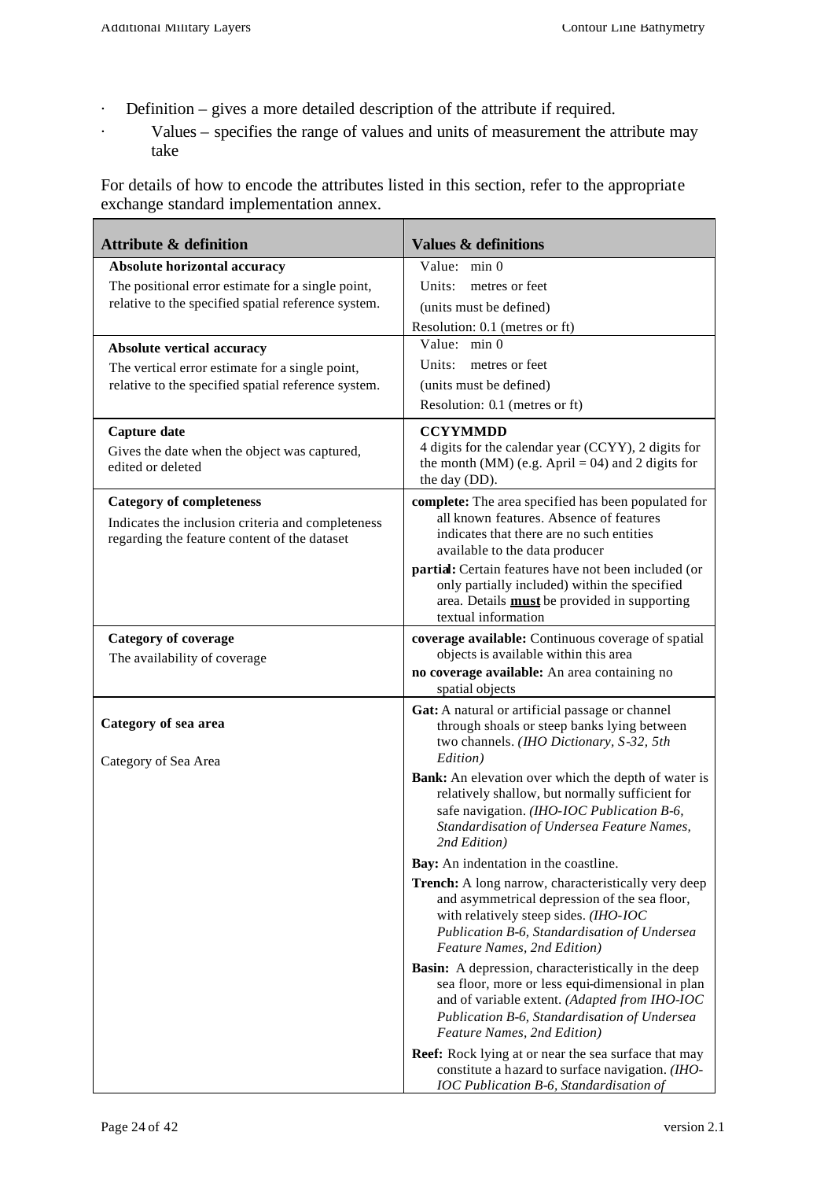- Definition – gives a more detailed description of the attribute if required.
- Values – specifies the range of values and units of measurement the attribute may take

For details of how to encode the attributes listed in this section, refer to the appropriate exchange standard implementation annex.

| Attribute & definition | Values & definitions |
|---|---|
| **Absolute horizontal accuracy**<br>The positional error estimate for a single point, relative to the specified spatial reference system. | Value: min 0<br>Units: metres or feet<br>(units must be defined)<br>Resolution: 0.1 (metres or ft) |
| **Absolute vertical accuracy**<br>The vertical error estimate for a single point, relative to the specified spatial reference system. | Value: min 0<br>Units: metres or feet<br>(units must be defined)<br>Resolution: 0.1 (metres or ft) |
| **Capture date**<br>Gives the date when the object was captured, edited or deleted | **CCYYMMDD**<br>4 digits for the calendar year (CCYY), 2 digits for the month (MM) (e.g. April = 04) and 2 digits for the day (DD). |
| **Category of completeness**<br>Indicates the inclusion criteria and completeness regarding the feature content of the dataset | **complete:** The area specified has been populated for all known features. Absence of features indicates that there are no such entities available to the data producer<br>**partial:** Certain features have not been included (or only partially included) within the specified area. Details **must** be provided in supporting textual information |
| **Category of coverage**<br>The availability of coverage | **coverage available:** Continuous coverage of spatial objects is available within this area<br>**no coverage available:** An area containing no spatial objects |
| **Category of sea area**<br>Category of Sea Area | **Gat:** A natural or artificial passage or channel through shoals or steep banks lying between two channels. *(IHO Dictionary, S-32, 5th Edition)*<br>**Bank:** An elevation over which the depth of water is relatively shallow, but normally sufficient for safe navigation. *(IHO-IOC Publication B-6, Standardisation of Undersea Feature Names, 2nd Edition)*<br>**Bay:** An indentation in the coastline.<br>**Trench:** A long narrow, characteristically very deep and asymmetrical depression of the sea floor, with relatively steep sides. *(IHO-IOC Publication B-6, Standardisation of Undersea Feature Names, 2nd Edition)*<br>**Basin:** A depression, characteristically in the deep sea floor, more or less equi-dimensional in plan and of variable extent. *(Adapted from IHO-IOC Publication B-6, Standardisation of Undersea Feature Names, 2nd Edition)*<br>**Reef:** Rock lying at or near the sea surface that may constitute a hazard to surface navigation. *(IHO-IOC Publication B-6, Standardisation of* |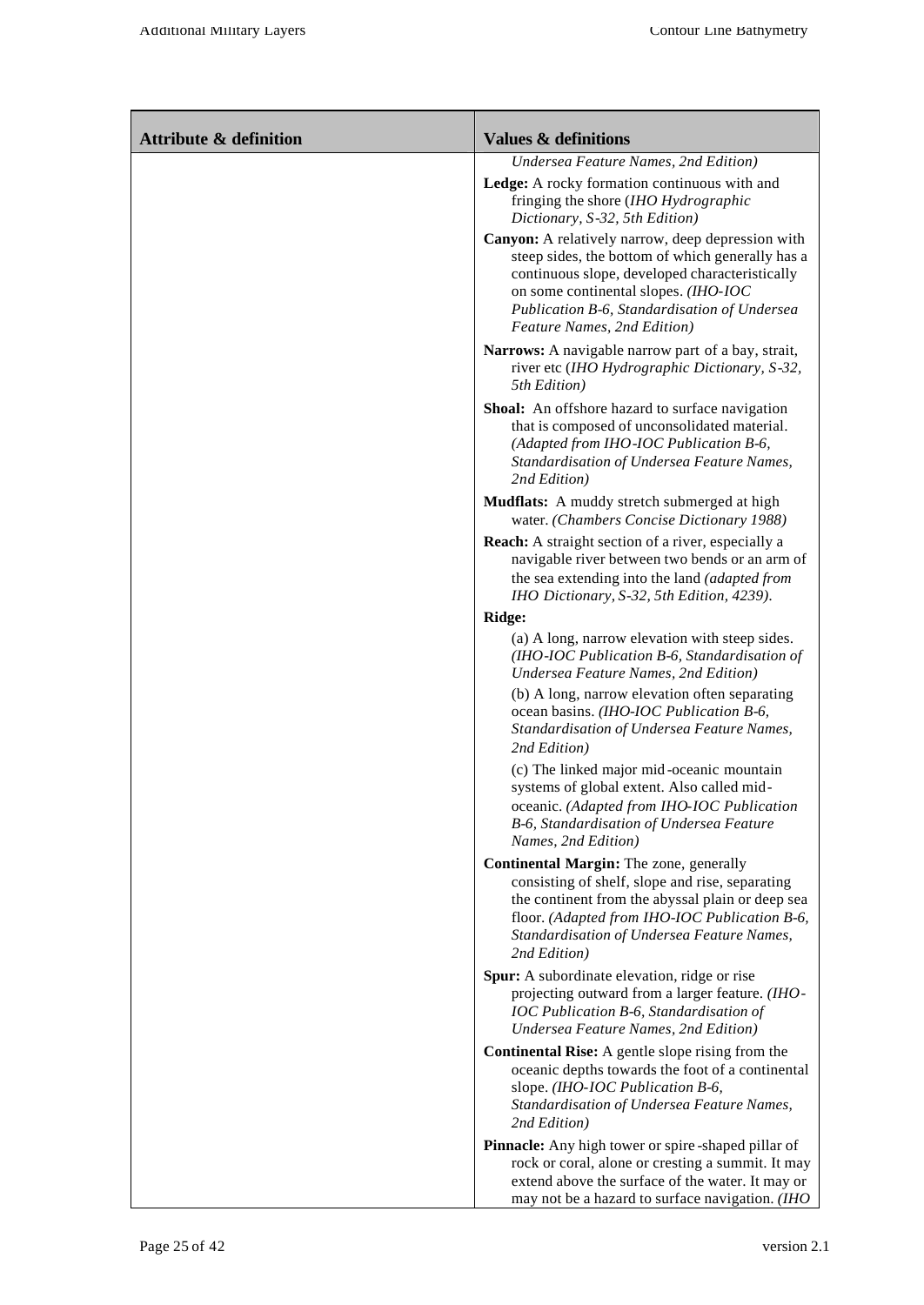| Attribute & definition | Values & definitions |
|---|---|
| | *Undersea Feature Names, 2nd Edition)*<br>**Ledge:** A rocky formation continuous with and fringing the shore (*IHO Hydrographic Dictionary, S-32, 5th Edition)*<br>**Canyon:** A relatively narrow, deep depression with steep sides, the bottom of which generally has a continuous slope, developed characteristically on some continental slopes. *(IHO-IOC Publication B-6, Standardisation of Undersea Feature Names, 2nd Edition)*<br>**Narrows:** A navigable narrow part of a bay, strait, river etc (*IHO Hydrographic Dictionary, S-32, 5th Edition)*<br>**Shoal:** An offshore hazard to surface navigation that is composed of unconsolidated material. *(Adapted from IHO-IOC Publication B-6, Standardisation of Undersea Feature Names, 2nd Edition)*<br>**Mudflats:** A muddy stretch submerged at high water. *(Chambers Concise Dictionary 1988)*<br>**Reach:** A straight section of a river, especially a navigable river between two bends or an arm of the sea extending into the land *(adapted from IHO Dictionary, S-32, 5th Edition, 4239)*.<br>**Ridge:**<br>(a) A long, narrow elevation with steep sides. *(IHO-IOC Publication B-6, Standardisation of Undersea Feature Names, 2nd Edition)*<br>(b) A long, narrow elevation often separating ocean basins. *(IHO-IOC Publication B-6, Standardisation of Undersea Feature Names, 2nd Edition)*<br>(c) The linked major mid-oceanic mountain systems of global extent. Also called mid-oceanic. *(Adapted from IHO-IOC Publication B-6, Standardisation of Undersea Feature Names, 2nd Edition)*<br>**Continental Margin:** The zone, generally consisting of shelf, slope and rise, separating the continent from the abyssal plain or deep sea floor. *(Adapted from IHO-IOC Publication B-6, Standardisation of Undersea Feature Names, 2nd Edition)*<br>**Spur:** A subordinate elevation, ridge or rise projecting outward from a larger feature. *(IHO-IOC Publication B-6, Standardisation of Undersea Feature Names, 2nd Edition)*<br>**Continental Rise:** A gentle slope rising from the oceanic depths towards the foot of a continental slope. *(IHO-IOC Publication B-6, Standardisation of Undersea Feature Names, 2nd Edition)*<br>**Pinnacle:** Any high tower or spire-shaped pillar of rock or coral, alone or cresting a summit. It may extend above the surface of the water. It may or may not be a hazard to surface navigation. *(IHO* |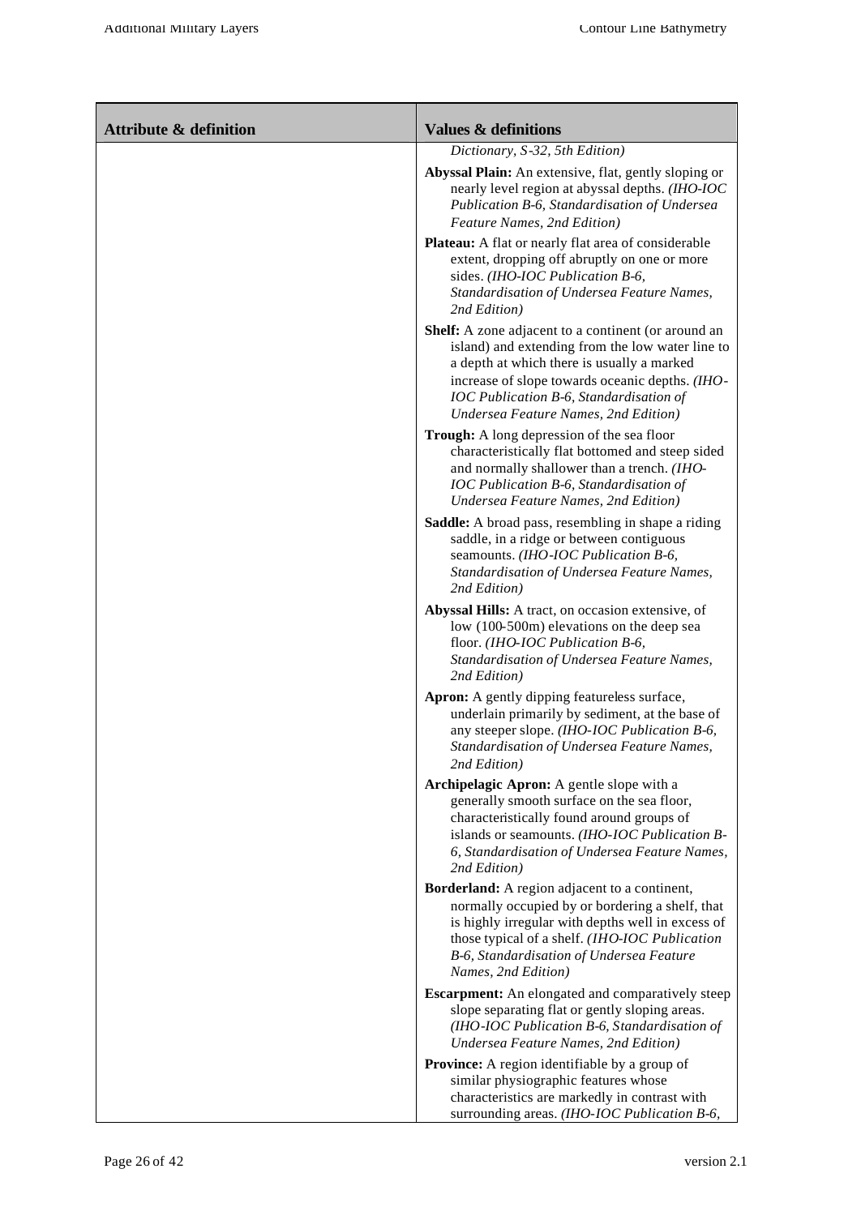| Attribute & definition | Values & definitions |
|---|---|
| | *Dictionary, S-32, 5th Edition)* |
| | **Abyssal Plain:** An extensive, flat, gently sloping or nearly level region at abyssal depths. *(IHO-IOC Publication B-6, Standardisation of Undersea Feature Names, 2nd Edition)* |
| | **Plateau:** A flat or nearly flat area of considerable extent, dropping off abruptly on one or more sides. *(IHO-IOC Publication B-6, Standardisation of Undersea Feature Names, 2nd Edition)* |
| | **Shelf:** A zone adjacent to a continent (or around an island) and extending from the low water line to a depth at which there is usually a marked increase of slope towards oceanic depths. *(IHO-IOC Publication B-6, Standardisation of Undersea Feature Names, 2nd Edition)* |
| | **Trough:** A long depression of the sea floor characteristically flat bottomed and steep sided and normally shallower than a trench. *(IHO-IOC Publication B-6, Standardisation of Undersea Feature Names, 2nd Edition)* |
| | **Saddle:** A broad pass, resembling in shape a riding saddle, in a ridge or between contiguous seamounts. *(IHO-IOC Publication B-6, Standardisation of Undersea Feature Names, 2nd Edition)* |
| | **Abyssal Hills:** A tract, on occasion extensive, of low (100-500m) elevations on the deep sea floor. *(IHO-IOC Publication B-6, Standardisation of Undersea Feature Names, 2nd Edition)* |
| | **Apron:** A gently dipping featureless surface, underlain primarily by sediment, at the base of any steeper slope. *(IHO-IOC Publication B-6, Standardisation of Undersea Feature Names, 2nd Edition)* |
| | **Archipelagic Apron:** A gentle slope with a generally smooth surface on the sea floor, characteristically found around groups of islands or seamounts. *(IHO-IOC Publication B-6, Standardisation of Undersea Feature Names, 2nd Edition)* |
| | **Borderland:** A region adjacent to a continent, normally occupied by or bordering a shelf, that is highly irregular with depths well in excess of those typical of a shelf. *(IHO-IOC Publication B-6, Standardisation of Undersea Feature Names, 2nd Edition)* |
| | **Escarpment:** An elongated and comparatively steep slope separating flat or gently sloping areas. *(IHO-IOC Publication B-6, Standardisation of Undersea Feature Names, 2nd Edition)* |
| | **Province:** A region identifiable by a group of similar physiographic features whose characteristics are markedly in contrast with surrounding areas. *(IHO-IOC Publication B-6,* |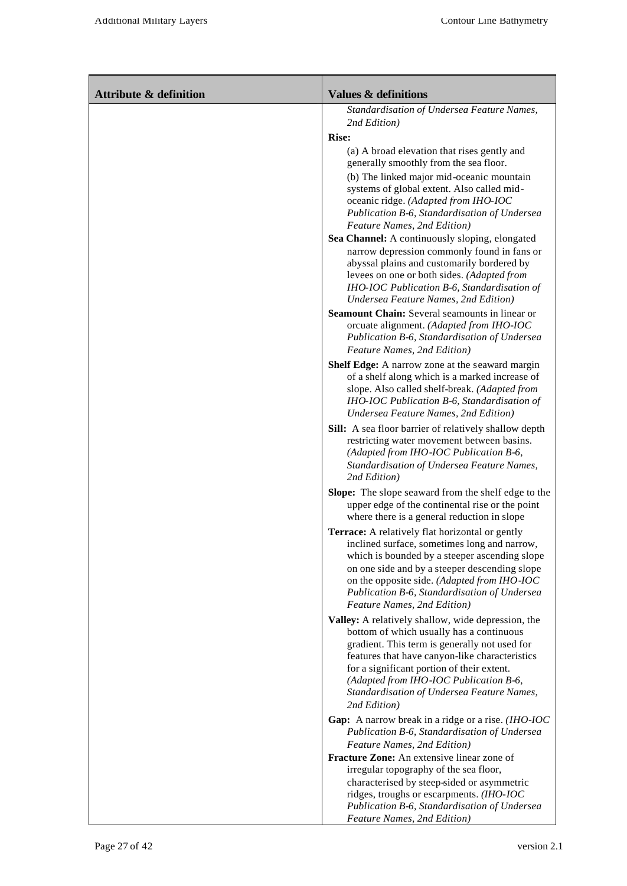| Attribute & definition | Values & definitions |
|---|---|
| | *Standardisation of Undersea Feature Names, 2nd Edition)*<br>**Rise:**<br>(a) A broad elevation that rises gently and generally smoothly from the sea floor.<br>(b) The linked major mid-oceanic mountain systems of global extent. Also called mid-oceanic ridge. *(Adapted from IHO-IOC Publication B-6, Standardisation of Undersea Feature Names, 2nd Edition)*<br>**Sea Channel:** A continuously sloping, elongated narrow depression commonly found in fans or abyssal plains and customarily bordered by levees on one or both sides. *(Adapted from IHO-IOC Publication B-6, Standardisation of Undersea Feature Names, 2nd Edition)*<br>**Seamount Chain:** Several seamounts in linear or orcuate alignment. *(Adapted from IHO-IOC Publication B-6, Standardisation of Undersea Feature Names, 2nd Edition)*<br>**Shelf Edge:** A narrow zone at the seaward margin of a shelf along which is a marked increase of slope. Also called shelf-break. *(Adapted from IHO-IOC Publication B-6, Standardisation of Undersea Feature Names, 2nd Edition)*<br>**Sill:** A sea floor barrier of relatively shallow depth restricting water movement between basins. *(Adapted from IHO-IOC Publication B-6, Standardisation of Undersea Feature Names, 2nd Edition)*<br>**Slope:** The slope seaward from the shelf edge to the upper edge of the continental rise or the point where there is a general reduction in slope<br>**Terrace:** A relatively flat horizontal or gently inclined surface, sometimes long and narrow, which is bounded by a steeper ascending slope on one side and by a steeper descending slope on the opposite side. *(Adapted from IHO-IOC Publication B-6, Standardisation of Undersea Feature Names, 2nd Edition)*<br>**Valley:** A relatively shallow, wide depression, the bottom of which usually has a continuous gradient. This term is generally not used for features that have canyon-like characteristics for a significant portion of their extent. *(Adapted from IHO-IOC Publication B-6, Standardisation of Undersea Feature Names, 2nd Edition)*<br>**Gap:** A narrow break in a ridge or a rise. *(IHO-IOC Publication B-6, Standardisation of Undersea Feature Names, 2nd Edition)*<br>**Fracture Zone:** An extensive linear zone of irregular topography of the sea floor, characterised by steep-sided or asymmetric ridges, troughs or escarpments. *(IHO-IOC Publication B-6, Standardisation of Undersea Feature Names, 2nd Edition)* |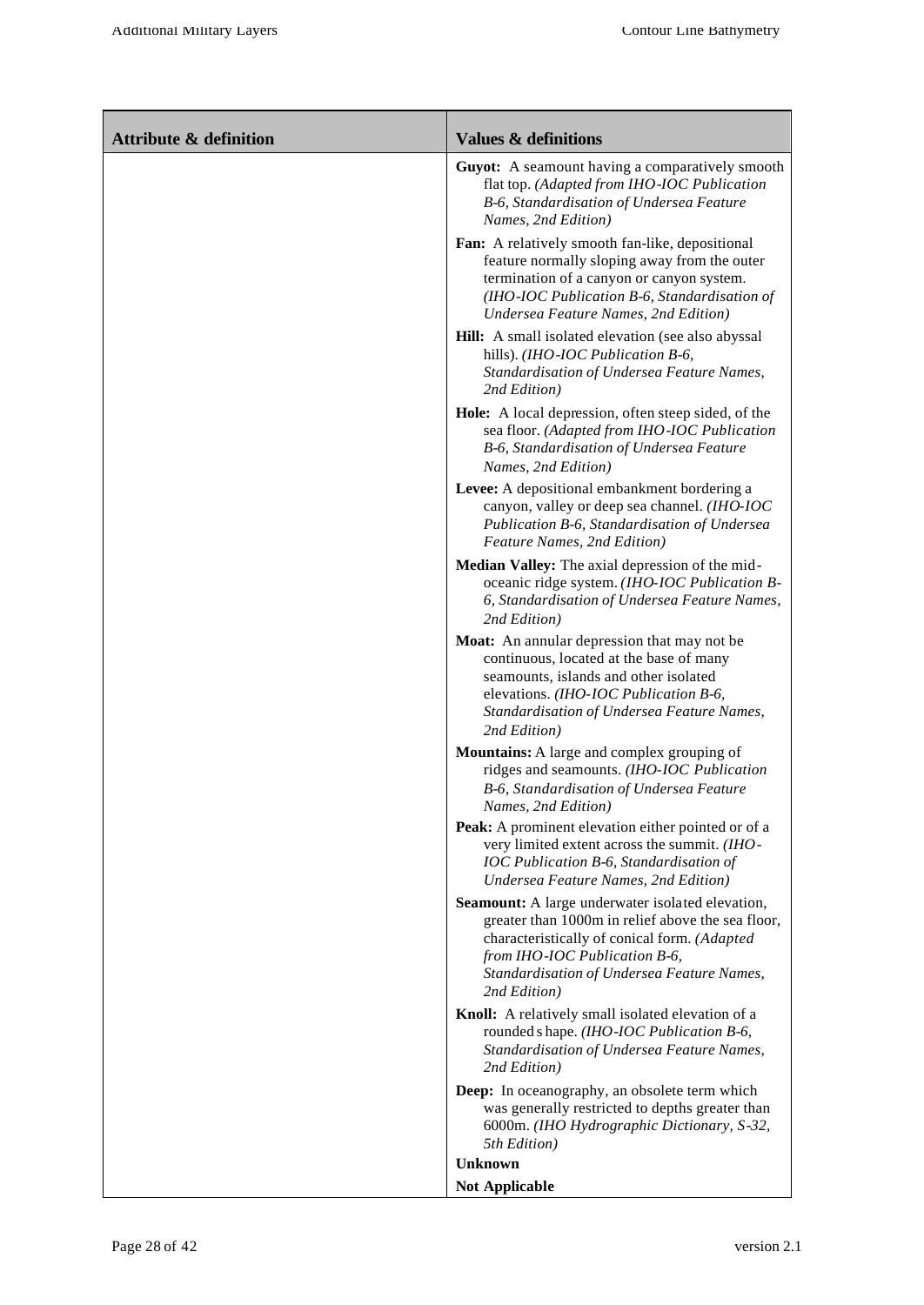| Attribute & definition | Values & definitions |
|---|---|
| | **Guyot:** A seamount having a comparatively smooth flat top. *(Adapted from IHO-IOC Publication B-6, Standardisation of Undersea Feature Names, 2nd Edition)* |
| | **Fan:** A relatively smooth fan-like, depositional feature normally sloping away from the outer termination of a canyon or canyon system. *(IHO-IOC Publication B-6, Standardisation of Undersea Feature Names, 2nd Edition)* |
| | **Hill:** A small isolated elevation (see also abyssal hills). *(IHO-IOC Publication B-6, Standardisation of Undersea Feature Names, 2nd Edition)* |
| | **Hole:** A local depression, often steep sided, of the sea floor. *(Adapted from IHO-IOC Publication B-6, Standardisation of Undersea Feature Names, 2nd Edition)* |
| | **Levee:** A depositional embankment bordering a canyon, valley or deep sea channel. *(IHO-IOC Publication B-6, Standardisation of Undersea Feature Names, 2nd Edition)* |
| | **Median Valley:** The axial depression of the mid-oceanic ridge system. *(IHO-IOC Publication B-6, Standardisation of Undersea Feature Names, 2nd Edition)* |
| | **Moat:** An annular depression that may not be continuous, located at the base of many seamounts, islands and other isolated elevations. *(IHO-IOC Publication B-6, Standardisation of Undersea Feature Names, 2nd Edition)* |
| | **Mountains:** A large and complex grouping of ridges and seamounts. *(IHO-IOC Publication B-6, Standardisation of Undersea Feature Names, 2nd Edition)* |
| | **Peak:** A prominent elevation either pointed or of a very limited extent across the summit. *(IHO-IOC Publication B-6, Standardisation of Undersea Feature Names, 2nd Edition)* |
| | **Seamount:** A large underwater isolated elevation, greater than 1000m in relief above the sea floor, characteristically of conical form. *(Adapted from IHO-IOC Publication B-6, Standardisation of Undersea Feature Names, 2nd Edition)* |
| | **Knoll:** A relatively small isolated elevation of a rounded shape. *(IHO-IOC Publication B-6, Standardisation of Undersea Feature Names, 2nd Edition)* |
| | **Deep:** In oceanography, an obsolete term which was generally restricted to depths greater than 6000m. *(IHO Hydrographic Dictionary, S-32, 5th Edition)* |
| | **Unknown** |
| | **Not Applicable** |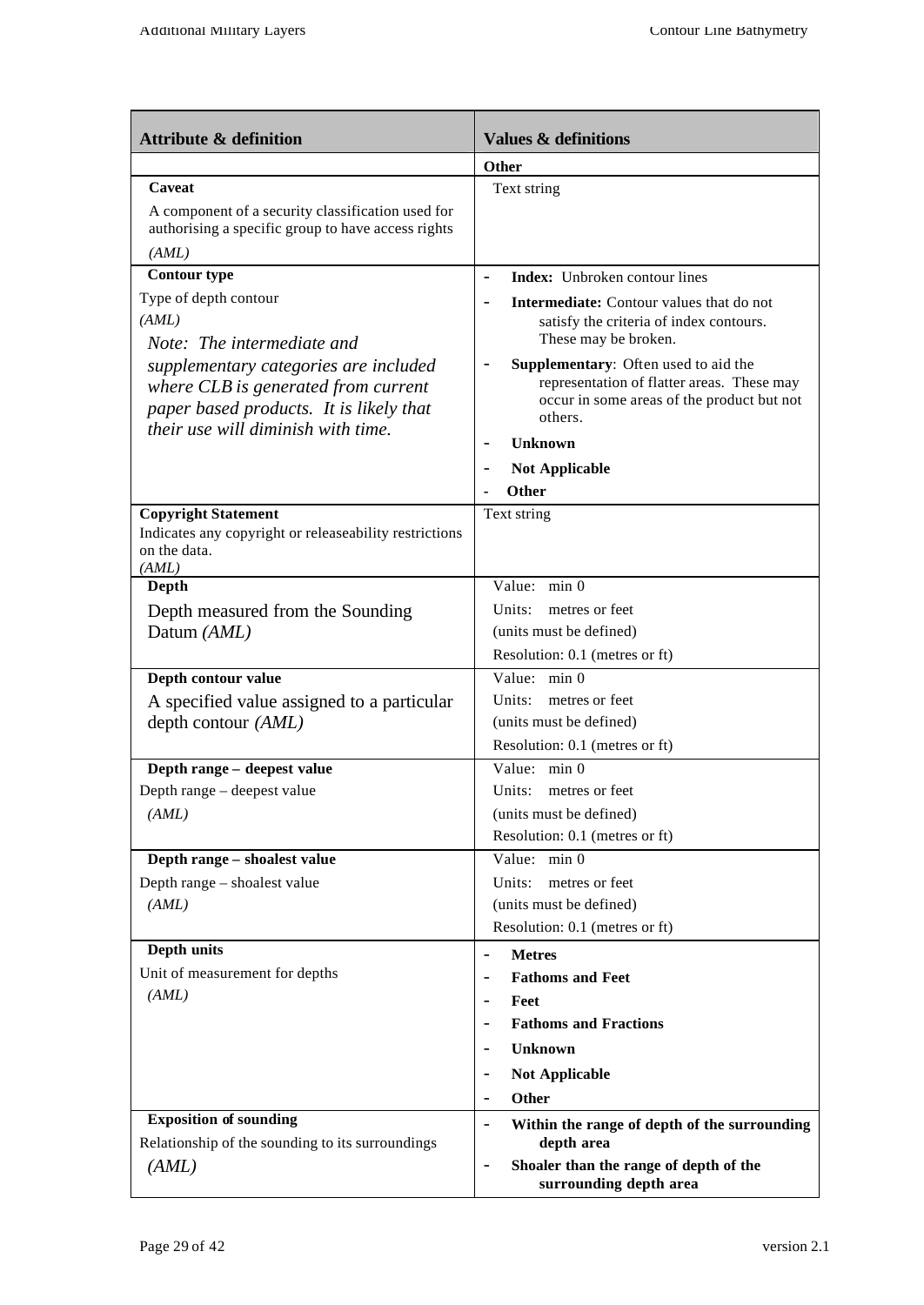| Attribute & definition | Values & definitions |
|---|---|
| | **Other** |
| **Caveat**<br>A component of a security classification used for authorising a specific group to have access rights<br>*(AML)* | Text string |
| **Contour type**<br>Type of depth contour<br>*(AML)*<br>*Note: The intermediate and supplementary categories are included where CLB is generated from current paper based products. It is likely that their use will diminish with time.* | - **Index:** Unbroken contour lines<br>- **Intermediate:** Contour values that do not satisfy the criteria of index contours. These may be broken.<br>- **Supplementary**: Often used to aid the representation of flatter areas. These may occur in some areas of the product but not others.<br>- **Unknown**<br>- **Not Applicable**<br>- **Other** |
| **Copyright Statement**<br>Indicates any copyright or releaseability restrictions on the data.<br>*(AML)* | Text string |
| **Depth**<br>Depth measured from the Sounding Datum *(AML)* | Value: min 0<br>Units: metres or feet<br>(units must be defined)<br>Resolution: 0.1 (metres or ft) |
| **Depth contour value**<br>A specified value assigned to a particular depth contour *(AML)* | Value: min 0<br>Units: metres or feet<br>(units must be defined)<br>Resolution: 0.1 (metres or ft) |
| **Depth range – deepest value**<br>Depth range – deepest value<br>*(AML)* | Value: min 0<br>Units: metres or feet<br>(units must be defined)<br>Resolution: 0.1 (metres or ft) |
| **Depth range – shoalest value**<br>Depth range – shoalest value<br>*(AML)* | Value: min 0<br>Units: metres or feet<br>(units must be defined)<br>Resolution: 0.1 (metres or ft) |
| **Depth units**<br>Unit of measurement for depths<br>*(AML)* | - **Metres**<br>- **Fathoms and Feet**<br>- **Feet**<br>- **Fathoms and Fractions**<br>- **Unknown**<br>- **Not Applicable**<br>- **Other** |
| **Exposition of sounding**<br>Relationship of the sounding to its surroundings<br>*(AML)* | - **Within the range of depth of the surrounding depth area**<br>- **Shoaler than the range of depth of the surrounding depth area** |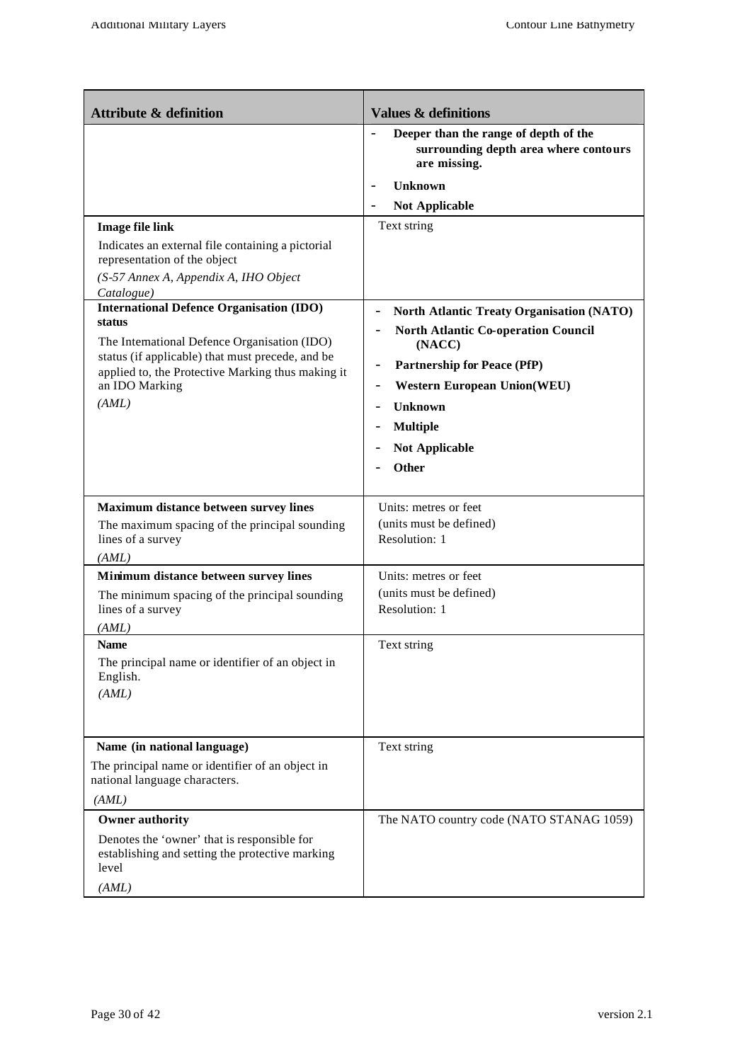| Attribute & definition | Values & definitions |
|---|---|
| | - **Deeper than the range of depth of the surrounding depth area where contours are missing.**<br>- **Unknown**<br>- **Not Applicable** |
| **Image file link**<br>Indicates an external file containing a pictorial representation of the object<br>*(S-57 Annex A, Appendix A, IHO Object Catalogue)* | Text string |
| **International Defence Organisation (IDO) status**<br>The International Defence Organisation (IDO) status (if applicable) that must precede, and be applied to, the Protective Marking thus making it an IDO Marking<br>*(AML)* | - **North Atlantic Treaty Organisation (NATO)**<br>- **North Atlantic Co-operation Council (NACC)**<br>- **Partnership for Peace (PfP)**<br>- **Western European Union(WEU)**<br>- **Unknown**<br>- **Multiple**<br>- **Not Applicable**<br>- **Other** |
| **Maximum distance between survey lines**<br>The maximum spacing of the principal sounding lines of a survey<br>*(AML)* | Units: metres or feet<br>(units must be defined)<br>Resolution: 1 |
| **Minimum distance between survey lines**<br>The minimum spacing of the principal sounding lines of a survey<br>*(AML)* | Units: metres or feet<br>(units must be defined)<br>Resolution: 1 |
| **Name**<br>The principal name or identifier of an object in English.<br>*(AML)* | Text string |
| **Name (in national language)**<br>The principal name or identifier of an object in national language characters.<br>*(AML)* | Text string |
| **Owner authority**<br>Denotes the 'owner' that is responsible for establishing and setting the protective marking level<br>*(AML)* | The NATO country code (NATO STANAG 1059) |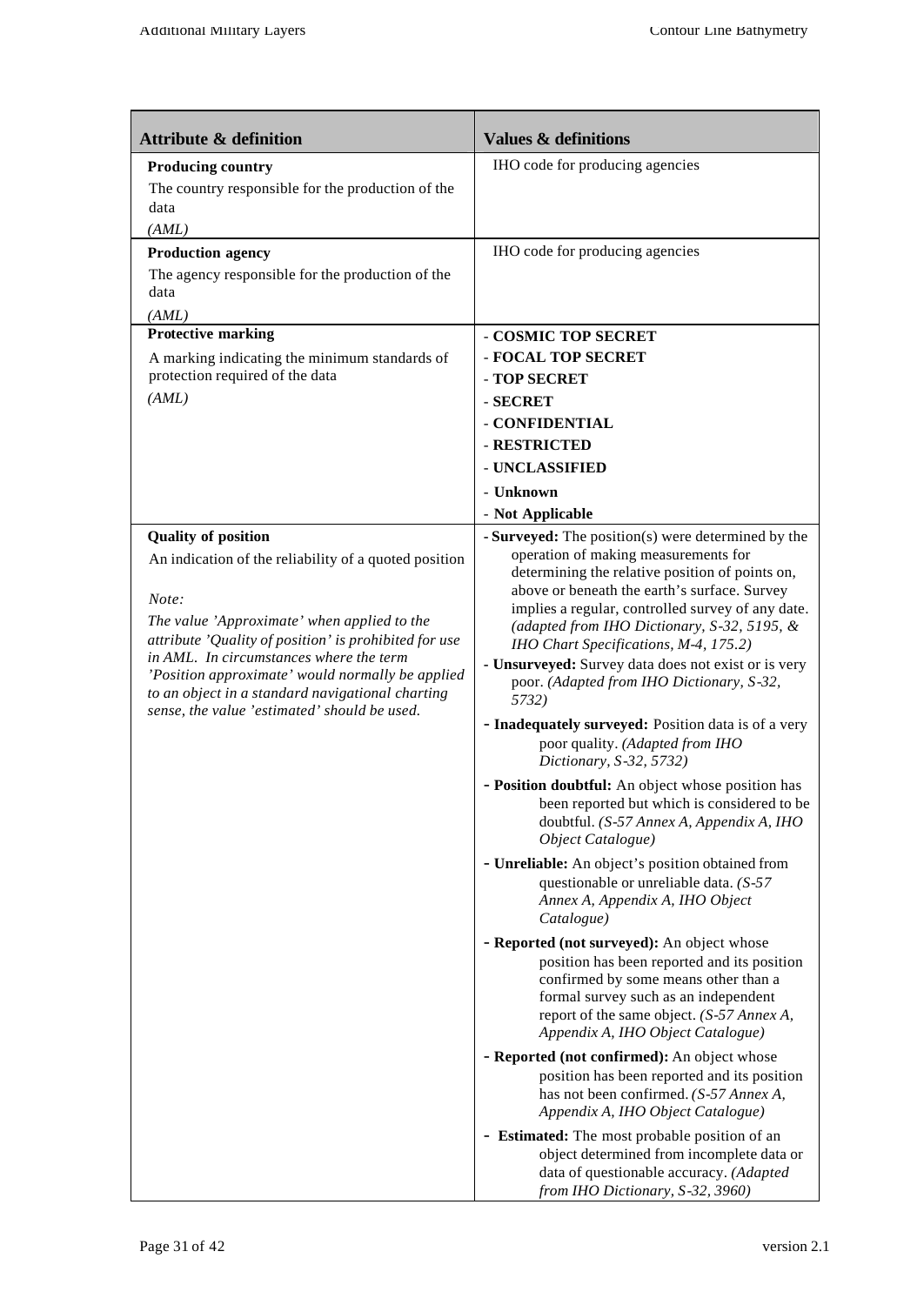| Attribute & definition | Values & definitions |
|---|---|
| **Producing country**<br>The country responsible for the production of the data<br>*(AML)* | IHO code for producing agencies |
| **Production agency**<br>The agency responsible for the production of the data<br>*(AML)* | IHO code for producing agencies |
| **Protective marking**<br>A marking indicating the minimum standards of protection required of the data<br>*(AML)* | - **COSMIC TOP SECRET**<br>- **FOCAL TOP SECRET**<br>- **TOP SECRET**<br>- **SECRET**<br>- **CONFIDENTIAL**<br>- **RESTRICTED**<br>- **UNCLASSIFIED**<br>- **Unknown**<br>- **Not Applicable** |
| **Quality of position**<br>An indication of the reliability of a quoted position<br><br>*Note:*<br>*The value 'Approximate' when applied to the attribute 'Quality of position' is prohibited for use in AML. In circumstances where the term 'Position approximate' would normally be applied to an object in a standard navigational charting sense, the value 'estimated' should be used.* | - **Surveyed:** The position(s) were determined by the operation of making measurements for determining the relative position of points on, above or beneath the earth's surface. Survey implies a regular, controlled survey of any date. *(adapted from IHO Dictionary, S-32, 5195, & IHO Chart Specifications, M-4, 175.2)*<br>- **Unsurveyed:** Survey data does not exist or is very poor. *(Adapted from IHO Dictionary, S-32, 5732)*<br>- **Inadequately surveyed:** Position data is of a very poor quality. *(Adapted from IHO Dictionary, S-32, 5732)*<br>- **Position doubtful:** An object whose position has been reported but which is considered to be doubtful. *(S-57 Annex A, Appendix A, IHO Object Catalogue)*<br>- **Unreliable:** An object's position obtained from questionable or unreliable data. *(S-57 Annex A, Appendix A, IHO Object Catalogue)*<br>- **Reported (not surveyed):** An object whose position has been reported and its position confirmed by some means other than a formal survey such as an independent report of the same object. *(S-57 Annex A, Appendix A, IHO Object Catalogue)*<br>- **Reported (not confirmed):** An object whose position has been reported and its position has not been confirmed. *(S-57 Annex A, Appendix A, IHO Object Catalogue)*<br>- **Estimated:** The most probable position of an object determined from incomplete data or data of questionable accuracy. *(Adapted from IHO Dictionary, S-32, 3960)* |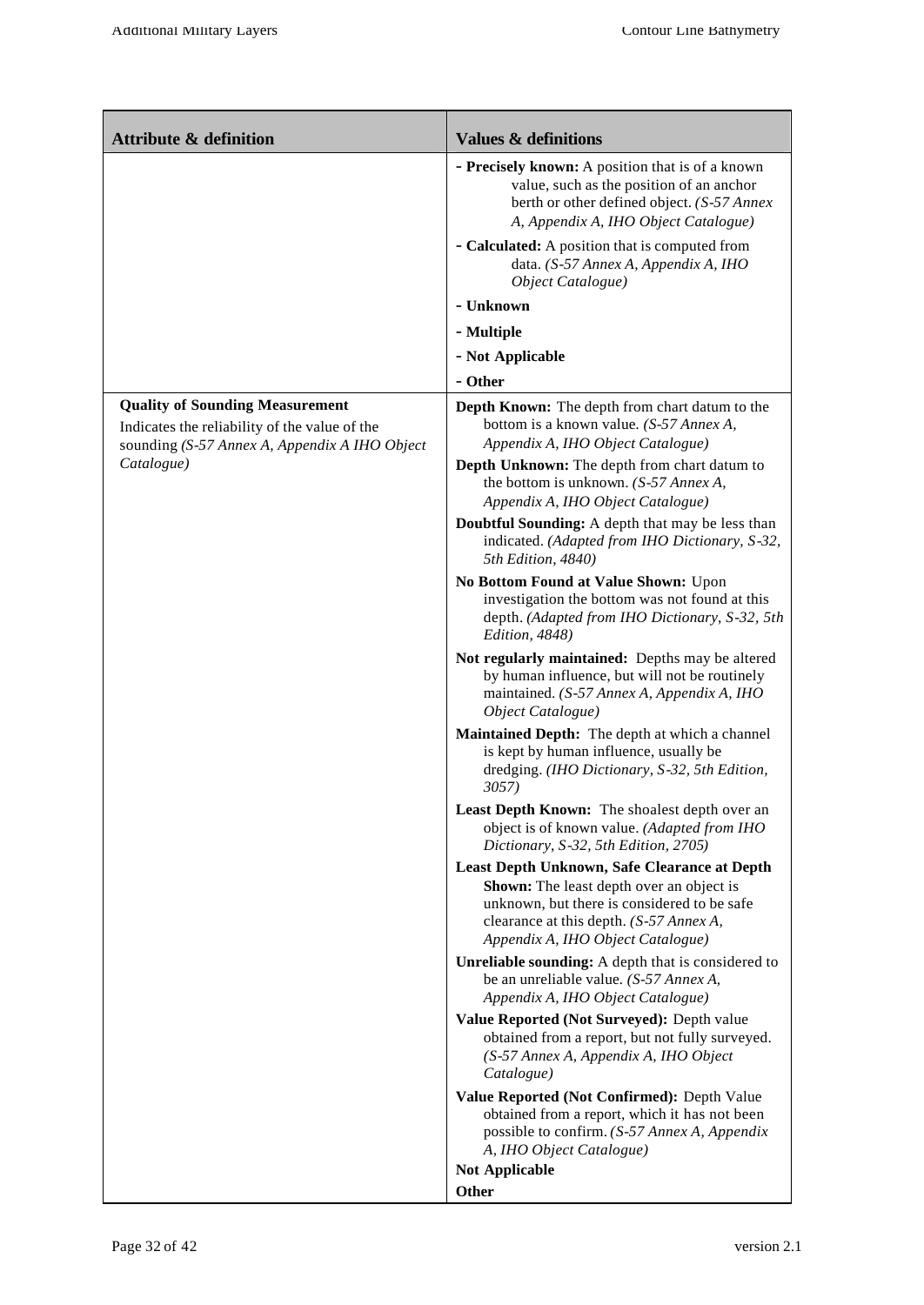| Attribute & definition | Values & definitions |
|---|---|
| | - **Precisely known:** A position that is of a known value, such as the position of an anchor berth or other defined object. *(S-57 Annex A, Appendix A, IHO Object Catalogue)*<br>- **Calculated:** A position that is computed from data. *(S-57 Annex A, Appendix A, IHO Object Catalogue)*<br>- **Unknown**<br>- **Multiple**<br>- **Not Applicable**<br>- **Other** |
| **Quality of Sounding Measurement**<br>Indicates the reliability of the value of the sounding *(S-57 Annex A, Appendix A IHO Object Catalogue)* | **Depth Known:** The depth from chart datum to the bottom is a known value. *(S-57 Annex A, Appendix A, IHO Object Catalogue)*<br>**Depth Unknown:** The depth from chart datum to the bottom is unknown. *(S-57 Annex A, Appendix A, IHO Object Catalogue)*<br>**Doubtful Sounding:** A depth that may be less than indicated. *(Adapted from IHO Dictionary, S-32, 5th Edition, 4840)*<br>**No Bottom Found at Value Shown:** Upon investigation the bottom was not found at this depth. *(Adapted from IHO Dictionary, S-32, 5th Edition, 4848)*<br>**Not regularly maintained:** Depths may be altered by human influence, but will not be routinely maintained. *(S-57 Annex A, Appendix A, IHO Object Catalogue)*<br>**Maintained Depth:** The depth at which a channel is kept by human influence, usually be dredging. *(IHO Dictionary, S-32, 5th Edition, 3057)*<br>**Least Depth Known:** The shoalest depth over an object is of known value. *(Adapted from IHO Dictionary, S-32, 5th Edition, 2705)*<br>**Least Depth Unknown, Safe Clearance at Depth Shown:** The least depth over an object is unknown, but there is considered to be safe clearance at this depth. *(S-57 Annex A, Appendix A, IHO Object Catalogue)*<br>**Unreliable sounding:** A depth that is considered to be an unreliable value. *(S-57 Annex A, Appendix A, IHO Object Catalogue)*<br>**Value Reported (Not Surveyed):** Depth value obtained from a report, but not fully surveyed. *(S-57 Annex A, Appendix A, IHO Object Catalogue)*<br>**Value Reported (Not Confirmed):** Depth Value obtained from a report, which it has not been possible to confirm. *(S-57 Annex A, Appendix A, IHO Object Catalogue)*<br>**Not Applicable**<br>**Other** |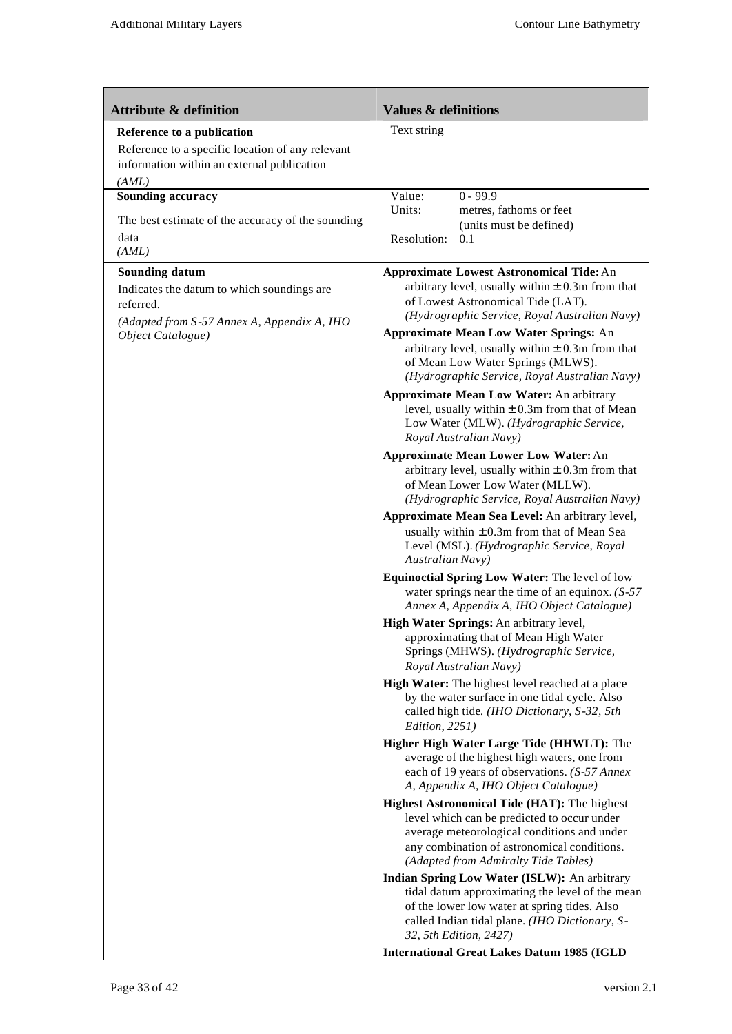| Attribute & definition | Values & definitions |
|---|---|
| **Reference to a publication**<br>Reference to a specific location of any relevant information within an external publication<br>*(AML)* | Text string |
| **Sounding accuracy**<br>The best estimate of the accuracy of the sounding data<br>*(AML)* | Value: 0 - 99.9<br>Units: metres, fathoms or feet (units must be defined)<br>Resolution: 0.1 |
| **Sounding datum**<br>Indicates the datum to which soundings are referred.<br>*(Adapted from S-57 Annex A, Appendix A, IHO Object Catalogue)* | **Approximate Lowest Astronomical Tide:** An arbitrary level, usually within ± 0.3m from that of Lowest Astronomical Tide (LAT). *(Hydrographic Service, Royal Australian Navy)*<br>**Approximate Mean Low Water Springs:** An arbitrary level, usually within ± 0.3m from that of Mean Low Water Springs (MLWS). *(Hydrographic Service, Royal Australian Navy)*<br>**Approximate Mean Low Water:** An arbitrary level, usually within ± 0.3m from that of Mean Low Water (MLW). *(Hydrographic Service, Royal Australian Navy)*<br>**Approximate Mean Lower Low Water:** An arbitrary level, usually within ± 0.3m from that of Mean Lower Low Water (MLLW). *(Hydrographic Service, Royal Australian Navy)*<br>**Approximate Mean Sea Level:** An arbitrary level, usually within ± 0.3m from that of Mean Sea Level (MSL). *(Hydrographic Service, Royal Australian Navy)*<br>**Equinoctial Spring Low Water:** The level of low water springs near the time of an equinox. *(S-57 Annex A, Appendix A, IHO Object Catalogue)*<br>**High Water Springs:** An arbitrary level, approximating that of Mean High Water Springs (MHWS). *(Hydrographic Service, Royal Australian Navy)*<br>**High Water:** The highest level reached at a place by the water surface in one tidal cycle. Also called high tide. *(IHO Dictionary, S-32, 5th Edition, 2251)*<br>**Higher High Water Large Tide (HHWLT):** The average of the highest high waters, one from each of 19 years of observations. *(S-57 Annex A, Appendix A, IHO Object Catalogue)*<br>**Highest Astronomical Tide (HAT):** The highest level which can be predicted to occur under average meteorological conditions and under any combination of astronomical conditions. *(Adapted from Admiralty Tide Tables)*<br>**Indian Spring Low Water (ISLW):** An arbitrary tidal datum approximating the level of the mean of the lower low water at spring tides. Also called Indian tidal plane. *(IHO Dictionary, S-32, 5th Edition, 2427)*<br>**International Great Lakes Datum 1985 (IGLD** |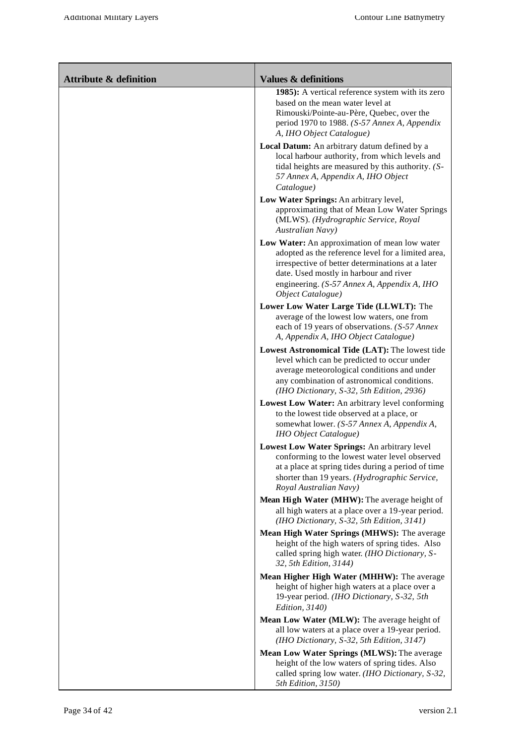| Attribute & definition | Values & definitions |
|---|---|
| | **1985):** A vertical reference system with its zero based on the mean water level at Rimouski/Pointe-au-Père, Quebec, over the period 1970 to 1988. *(S-57 Annex A, Appendix A, IHO Object Catalogue)*<br><br>**Local Datum:** An arbitrary datum defined by a local harbour authority, from which levels and tidal heights are measured by this authority. *(S-57 Annex A, Appendix A, IHO Object Catalogue)*<br><br>**Low Water Springs:** An arbitrary level, approximating that of Mean Low Water Springs (MLWS). *(Hydrographic Service, Royal Australian Navy)*<br><br>**Low Water:** An approximation of mean low water adopted as the reference level for a limited area, irrespective of better determinations at a later date. Used mostly in harbour and river engineering. *(S-57 Annex A, Appendix A, IHO Object Catalogue)*<br><br>**Lower Low Water Large Tide (LLWLT):** The average of the lowest low waters, one from each of 19 years of observations. *(S-57 Annex A, Appendix A, IHO Object Catalogue)*<br><br>**Lowest Astronomical Tide (LAT):** The lowest tide level which can be predicted to occur under average meteorological conditions and under any combination of astronomical conditions. *(IHO Dictionary, S-32, 5th Edition, 2936)*<br><br>**Lowest Low Water:** An arbitrary level conforming to the lowest tide observed at a place, or somewhat lower. *(S-57 Annex A, Appendix A, IHO Object Catalogue)*<br><br>**Lowest Low Water Springs:** An arbitrary level conforming to the lowest water level observed at a place at spring tides during a period of time shorter than 19 years. *(Hydrographic Service, Royal Australian Navy)*<br><br>**Mean High Water (MHW):** The average height of all high waters at a place over a 19-year period. *(IHO Dictionary, S-32, 5th Edition, 3141)*<br><br>**Mean High Water Springs (MHWS):** The average height of the high waters of spring tides. Also called spring high water. *(IHO Dictionary, S-32, 5th Edition, 3144)*<br><br>**Mean Higher High Water (MHHW):** The average height of higher high waters at a place over a 19-year period. *(IHO Dictionary, S-32, 5th Edition, 3140)*<br><br>**Mean Low Water (MLW):** The average height of all low waters at a place over a 19-year period. *(IHO Dictionary, S-32, 5th Edition, 3147)*<br><br>**Mean Low Water Springs (MLWS):** The average height of the low waters of spring tides. Also called spring low water. *(IHO Dictionary, S-32, 5th Edition, 3150)* |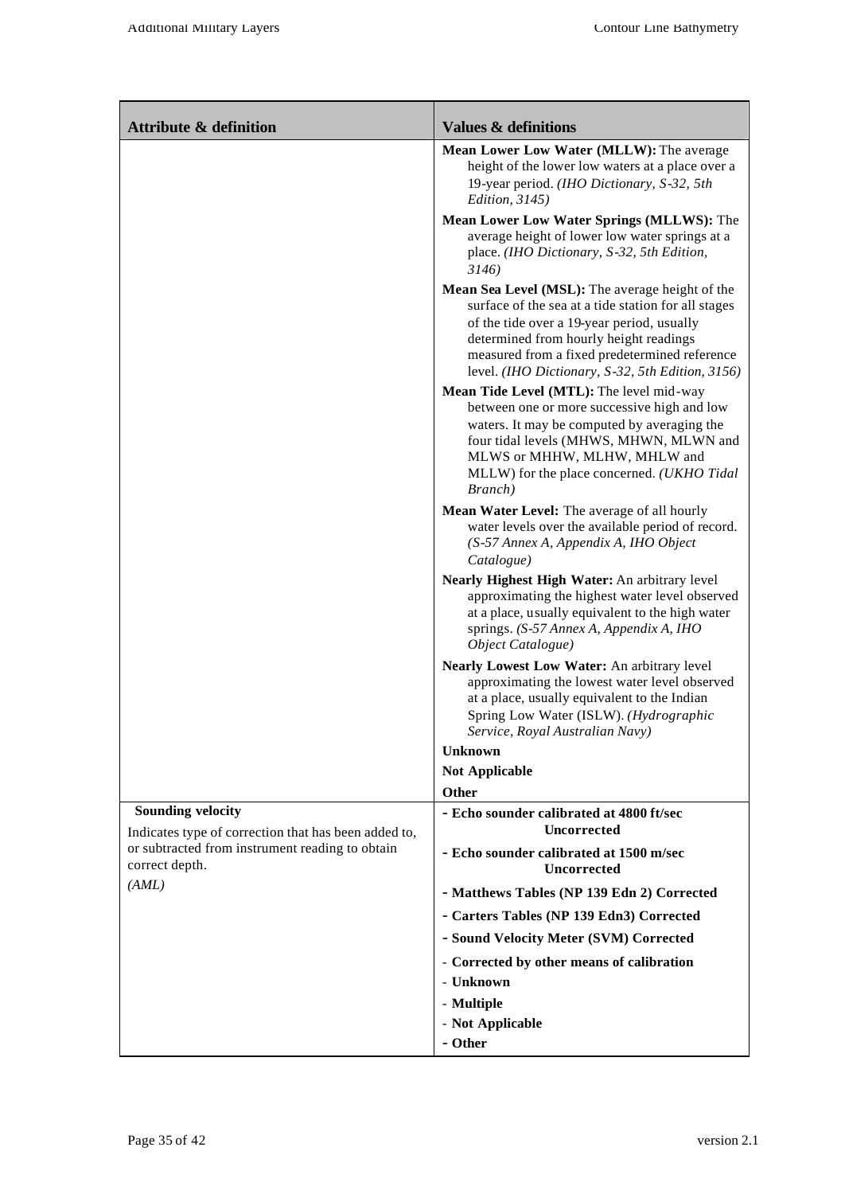| Attribute & definition | Values & definitions |
|---|---|
| | **Mean Lower Low Water (MLLW):** The average height of the lower low waters at a place over a 19-year period. *(IHO Dictionary, S-32, 5th Edition, 3145)*<br>**Mean Lower Low Water Springs (MLLWS):** The average height of lower low water springs at a place. *(IHO Dictionary, S-32, 5th Edition, 3146)*<br>**Mean Sea Level (MSL):** The average height of the surface of the sea at a tide station for all stages of the tide over a 19-year period, usually determined from hourly height readings measured from a fixed predetermined reference level. *(IHO Dictionary, S-32, 5th Edition, 3156)*<br>**Mean Tide Level (MTL):** The level mid-way between one or more successive high and low waters. It may be computed by averaging the four tidal levels (MHWS, MHWN, MLWN and MLWS or MHHW, MLHW, MHLW and MLLW) for the place concerned. *(UKHO Tidal Branch)*<br>**Mean Water Level:** The average of all hourly water levels over the available period of record. *(S-57 Annex A, Appendix A, IHO Object Catalogue)*<br>**Nearly Highest High Water:** An arbitrary level approximating the highest water level observed at a place, usually equivalent to the high water springs. *(S-57 Annex A, Appendix A, IHO Object Catalogue)*<br>**Nearly Lowest Low Water:** An arbitrary level approximating the lowest water level observed at a place, usually equivalent to the Indian Spring Low Water (ISLW). *(Hydrographic Service, Royal Australian Navy)*<br>**Unknown**<br>**Not Applicable**<br>**Other** |
| **Sounding velocity**<br>Indicates type of correction that has been added to, or subtracted from instrument reading to obtain correct depth.<br>*(AML)* | - **Echo sounder calibrated at 4800 ft/sec Uncorrected**<br>- **Echo sounder calibrated at 1500 m/sec Uncorrected**<br>- **Matthews Tables (NP 139 Edn 2) Corrected**<br>- **Carters Tables (NP 139 Edn3) Corrected**<br>- **Sound Velocity Meter (SVM) Corrected**<br>- **Corrected by other means of calibration**<br>- **Unknown**<br>- **Multiple**<br>- **Not Applicable**<br>- **Other** |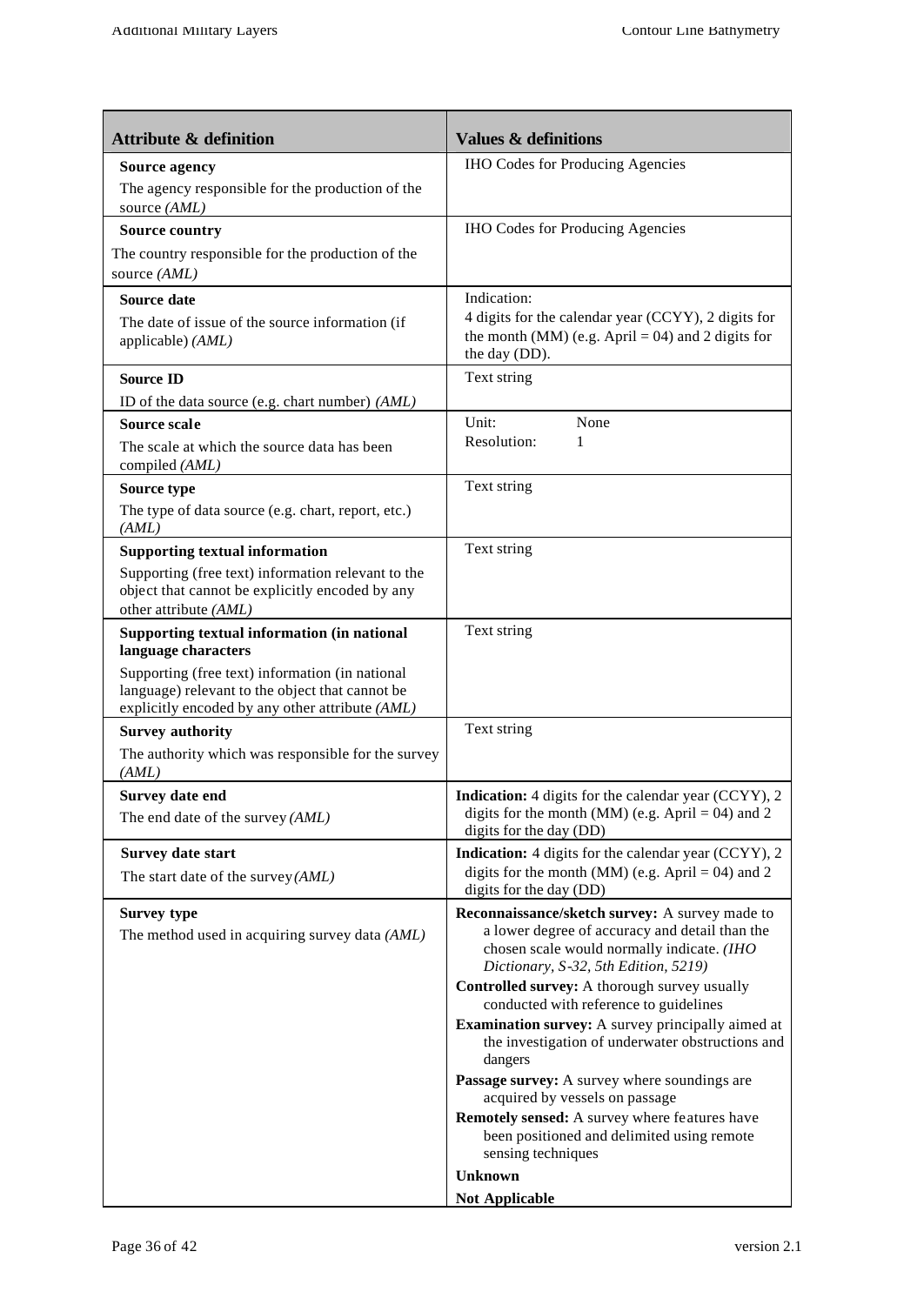| Attribute & definition | Values & definitions |
|---|---|
| **Source agency**<br>The agency responsible for the production of the source *(AML)* | IHO Codes for Producing Agencies |
| **Source country**<br>The country responsible for the production of the source *(AML)* | IHO Codes for Producing Agencies |
| **Source date**<br>The date of issue of the source information (if applicable) *(AML)* | Indication:<br>4 digits for the calendar year (CCYY), 2 digits for the month (MM) (e.g. April = 04) and 2 digits for the day (DD). |
| **Source ID**<br>ID of the data source (e.g. chart number) *(AML)* | Text string |
| **Source scale**<br>The scale at which the source data has been compiled *(AML)* | Unit: None<br>Resolution: 1 |
| **Source type**<br>The type of data source (e.g. chart, report, etc.) *(AML)* | Text string |
| **Supporting textual information**<br>Supporting (free text) information relevant to the object that cannot be explicitly encoded by any other attribute *(AML)* | Text string |
| **Supporting textual information (in national language characters**<br>Supporting (free text) information (in national language) relevant to the object that cannot be explicitly encoded by any other attribute *(AML)* | Text string |
| **Survey authority**<br>The authority which was responsible for the survey *(AML)* | Text string |
| **Survey date end**<br>The end date of the survey *(AML)* | **Indication:** 4 digits for the calendar year (CCYY), 2 digits for the month (MM) (e.g. April = 04) and 2 digits for the day (DD) |
| **Survey date start**<br>The start date of the survey *(AML)* | **Indication:** 4 digits for the calendar year (CCYY), 2 digits for the month (MM) (e.g. April = 04) and 2 digits for the day (DD) |
| **Survey type**<br>The method used in acquiring survey data *(AML)* | **Reconnaissance/sketch survey:** A survey made to a lower degree of accuracy and detail than the chosen scale would normally indicate. *(IHO Dictionary, S-32, 5th Edition, 5219)*<br>**Controlled survey:** A thorough survey usually conducted with reference to guidelines<br>**Examination survey:** A survey principally aimed at the investigation of underwater obstructions and dangers<br>**Passage survey:** A survey where soundings are acquired by vessels on passage<br>**Remotely sensed:** A survey where features have been positioned and delimited using remote sensing techniques<br>**Unknown**<br>**Not Applicable** |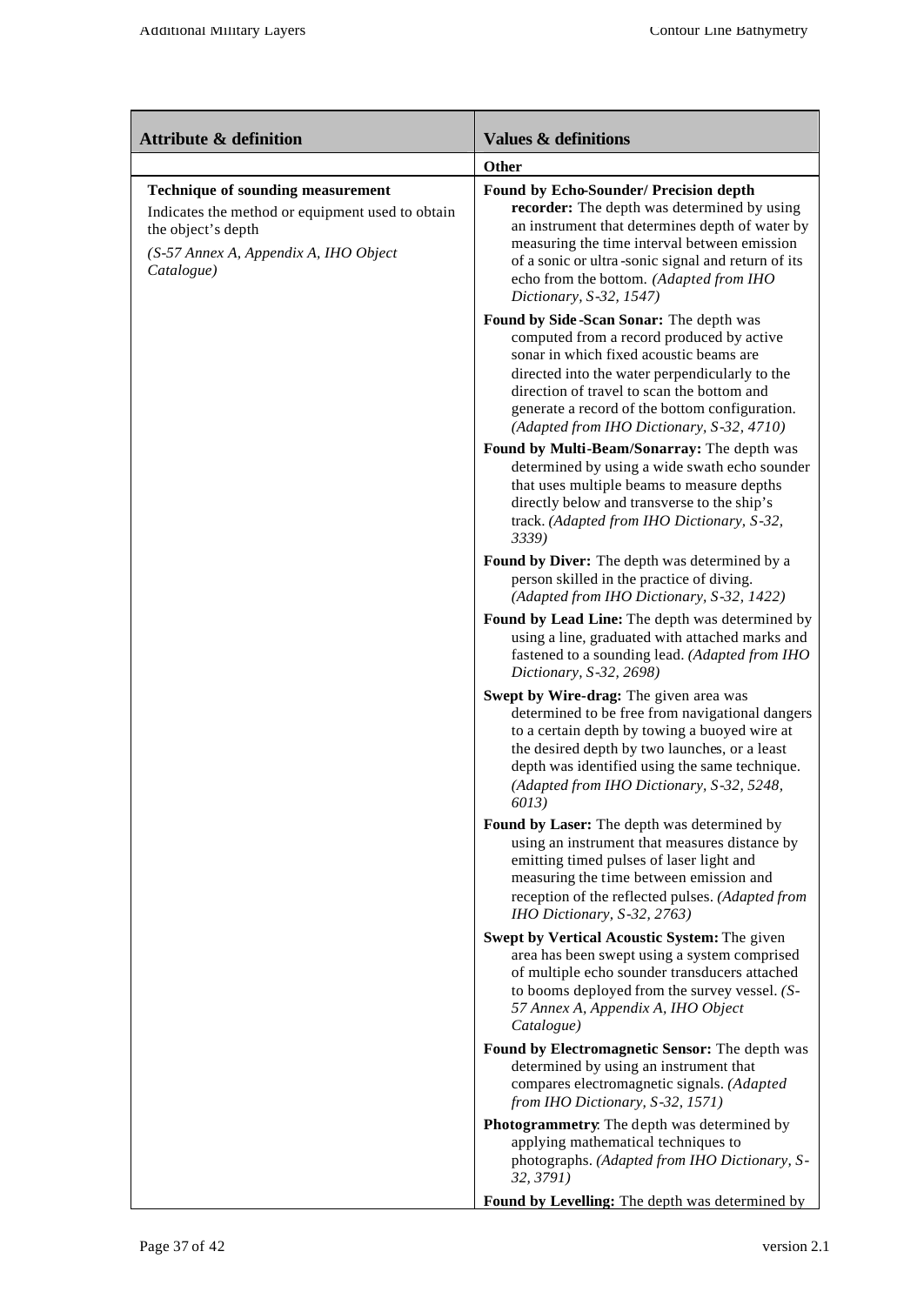| Attribute & definition | Values & definitions |
|---|---|
| | **Other** |
| **Technique of sounding measurement**<br>Indicates the method or equipment used to obtain the object's depth<br>*(S-57 Annex A, Appendix A, IHO Object Catalogue)* | **Found by Echo-Sounder/ Precision depth recorder:** The depth was determined by using an instrument that determines depth of water by measuring the time interval between emission of a sonic or ultra-sonic signal and return of its echo from the bottom. *(Adapted from IHO Dictionary, S-32, 1547)*<br><br>**Found by Side-Scan Sonar:** The depth was computed from a record produced by active sonar in which fixed acoustic beams are directed into the water perpendicularly to the direction of travel to scan the bottom and generate a record of the bottom configuration. *(Adapted from IHO Dictionary, S-32, 4710)*<br><br>**Found by Multi-Beam/Sonarray:** The depth was determined by using a wide swath echo sounder that uses multiple beams to measure depths directly below and transverse to the ship's track. *(Adapted from IHO Dictionary, S-32, 3339)*<br><br>**Found by Diver:** The depth was determined by a person skilled in the practice of diving. *(Adapted from IHO Dictionary, S-32, 1422)*<br><br>**Found by Lead Line:** The depth was determined by using a line, graduated with attached marks and fastened to a sounding lead. *(Adapted from IHO Dictionary, S-32, 2698)*<br><br>**Swept by Wire-drag:** The given area was determined to be free from navigational dangers to a certain depth by towing a buoyed wire at the desired depth by two launches, or a least depth was identified using the same technique. *(Adapted from IHO Dictionary, S-32, 5248, 6013)*<br><br>**Found by Laser:** The depth was determined by using an instrument that measures distance by emitting timed pulses of laser light and measuring the time between emission and reception of the reflected pulses. *(Adapted from IHO Dictionary, S-32, 2763)*<br><br>**Swept by Vertical Acoustic System:** The given area has been swept using a system comprised of multiple echo sounder transducers attached to booms deployed from the survey vessel. *(S-57 Annex A, Appendix A, IHO Object Catalogue)*<br><br>**Found by Electromagnetic Sensor:** The depth was determined by using an instrument that compares electromagnetic signals. *(Adapted from IHO Dictionary, S-32, 1571)*<br><br>**Photogrammetry**: The depth was determined by applying mathematical techniques to photographs. *(Adapted from IHO Dictionary, S-32, 3791)*<br><br>**Found by Levelling:** The depth was determined by |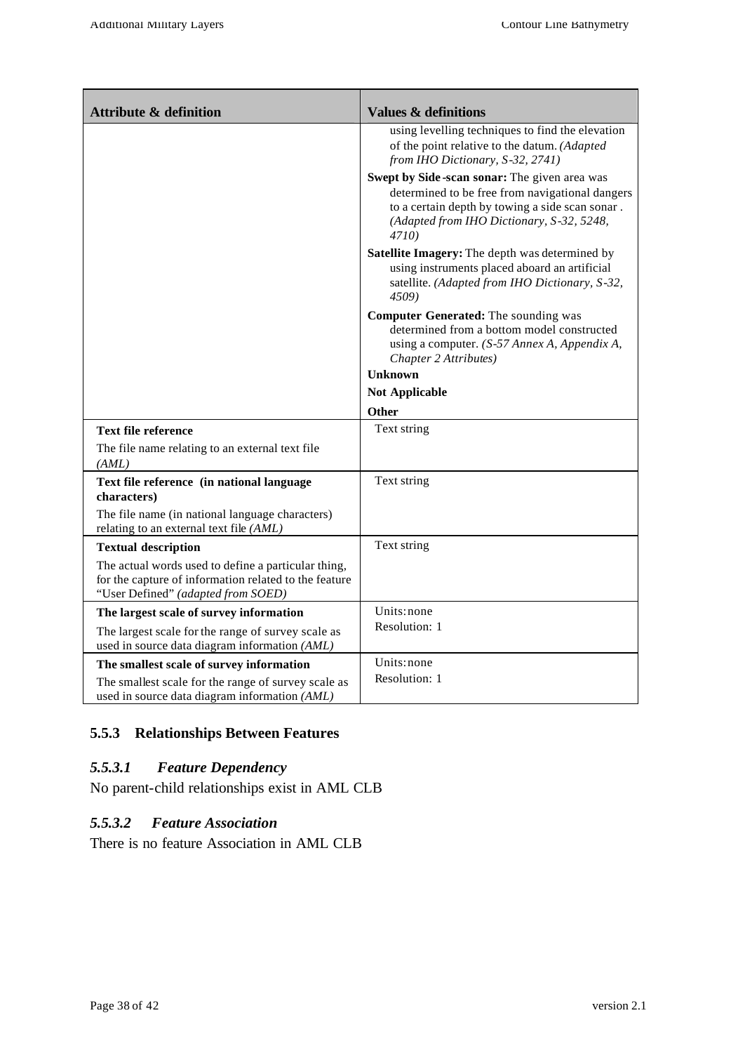| Attribute & definition | Values & definitions |
|---|---|
| | using levelling techniques to find the elevation of the point relative to the datum. *(Adapted from IHO Dictionary, S-32, 2741)*<br>**Swept by Side-scan sonar:** The given area was determined to be free from navigational dangers to a certain depth by towing a side scan sonar. *(Adapted from IHO Dictionary, S-32, 5248, 4710)*<br>**Satellite Imagery:** The depth was determined by using instruments placed aboard an artificial satellite. *(Adapted from IHO Dictionary, S-32, 4509)*<br>**Computer Generated:** The sounding was determined from a bottom model constructed using a computer. *(S-57 Annex A, Appendix A, Chapter 2 Attributes)*<br>**Unknown**<br>**Not Applicable**<br>**Other** |
| **Text file reference**<br>The file name relating to an external text file *(AML)* | Text string |
| **Text file reference (in national language characters)**<br>The file name (in national language characters) relating to an external text file *(AML)* | Text string |
| **Textual description**<br>The actual words used to define a particular thing, for the capture of information related to the feature "User Defined" *(adapted from SOED)* | Text string |
| **The largest scale of survey information**<br>The largest scale for the range of survey scale as used in source data diagram information *(AML)* | Units: none<br>Resolution: 1 |
| **The smallest scale of survey information**<br>The smallest scale for the range of survey scale as used in source data diagram information *(AML)* | Units: none<br>Resolution: 1 |

### 5.5.3 Relationships Between Features

#### *5.5.3.1 Feature Dependency*

No parent-child relationships exist in AML CLB

#### *5.5.3.2 Feature Association*

There is no feature Association in AML CLB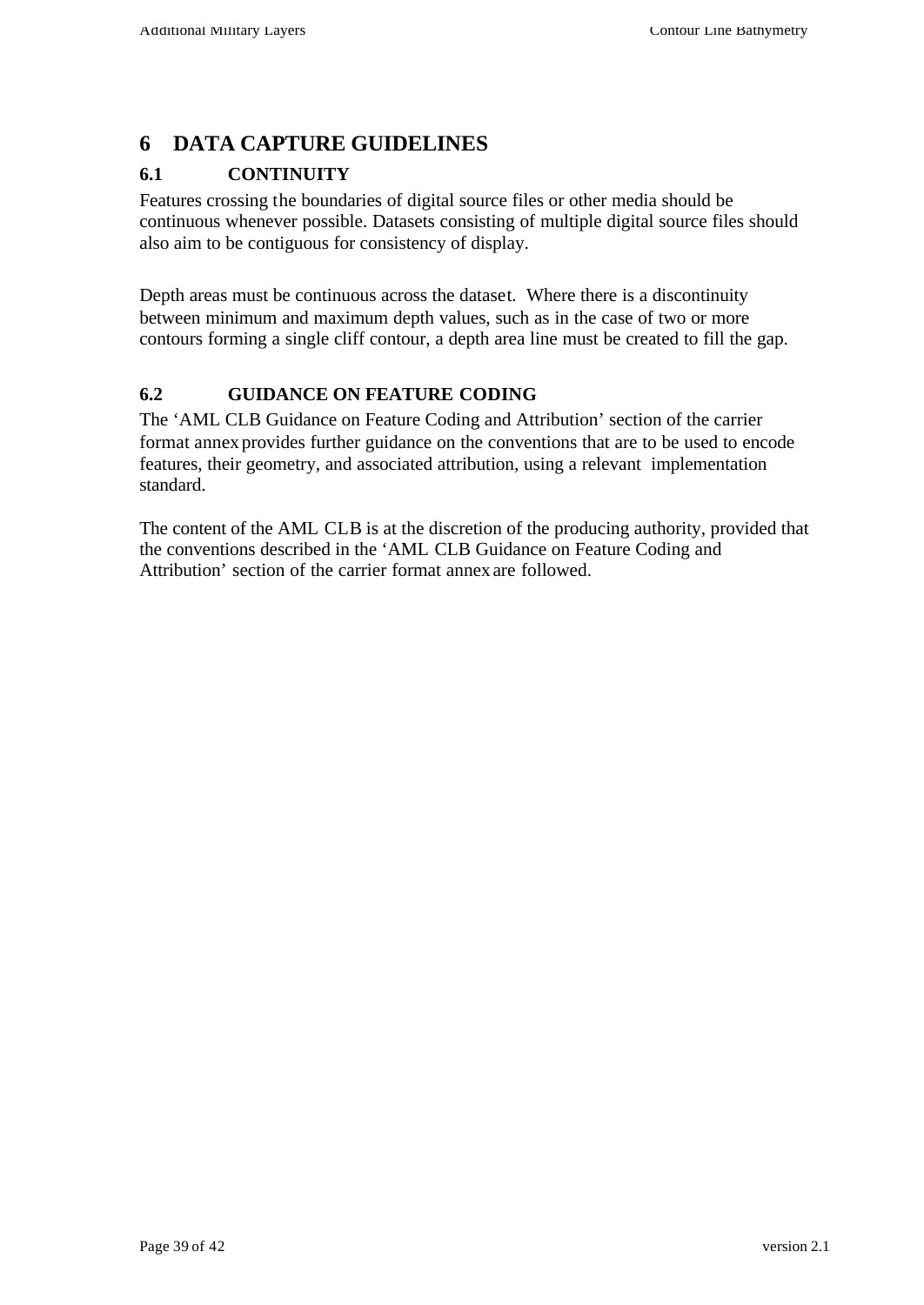# 6 DATA CAPTURE GUIDELINES

## 6.1 CONTINUITY

Features crossing the boundaries of digital source files or other media should be continuous whenever possible. Datasets consisting of multiple digital source files should also aim to be contiguous for consistency of display.

Depth areas must be continuous across the dataset. Where there is a discontinuity between minimum and maximum depth values, such as in the case of two or more contours forming a single cliff contour, a depth area line must be created to fill the gap.

## 6.2 GUIDANCE ON FEATURE CODING

The 'AML CLB Guidance on Feature Coding and Attribution' section of the carrier format annex provides further guidance on the conventions that are to be used to encode features, their geometry, and associated attribution, using a relevant implementation standard.

The content of the AML CLB is at the discretion of the producing authority, provided that the conventions described in the 'AML CLB Guidance on Feature Coding and Attribution' section of the carrier format annex are followed.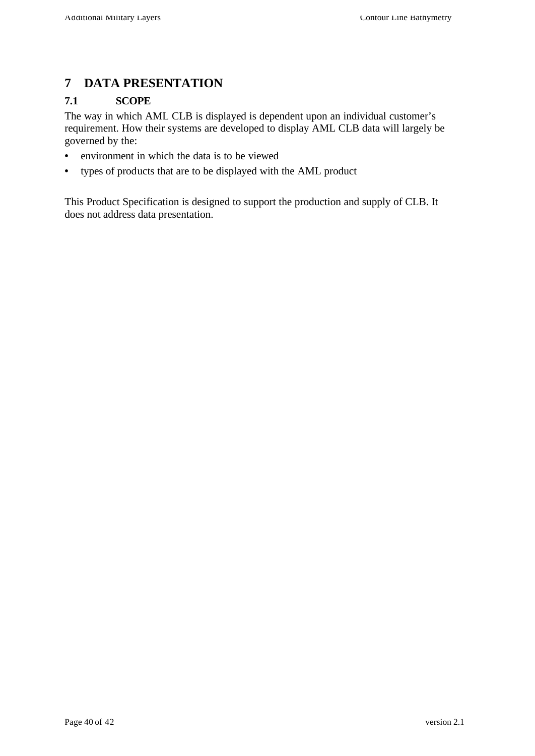# 7 DATA PRESENTATION

## 7.1 SCOPE

The way in which AML CLB is displayed is dependent upon an individual customer's requirement. How their systems are developed to display AML CLB data will largely be governed by the:

- environment in which the data is to be viewed
- types of products that are to be displayed with the AML product

This Product Specification is designed to support the production and supply of CLB. It does not address data presentation.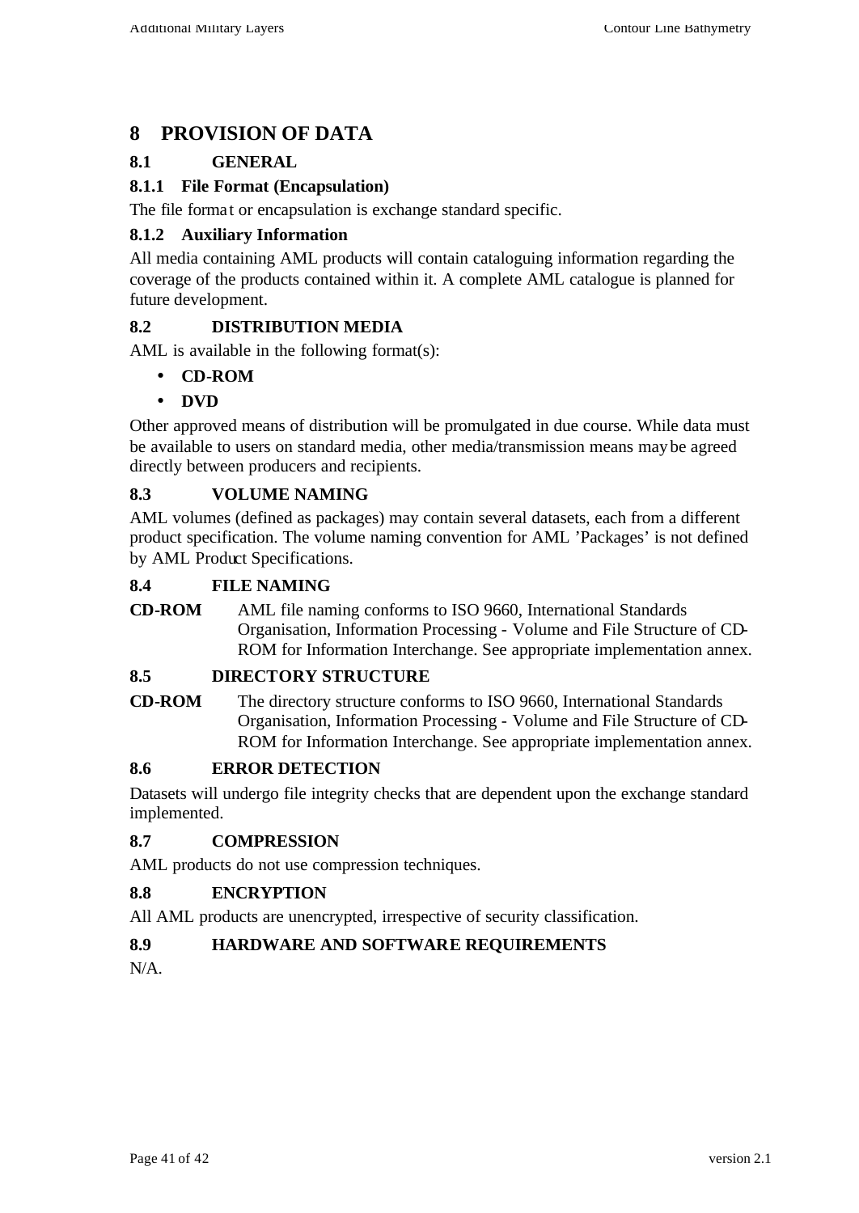# 8 PROVISION OF DATA

## 8.1 GENERAL

### 8.1.1 File Format (Encapsulation)

The file format or encapsulation is exchange standard specific.

### 8.1.2 Auxiliary Information

All media containing AML products will contain cataloguing information regarding the coverage of the products contained within it. A complete AML catalogue is planned for future development.

## 8.2 DISTRIBUTION MEDIA

AML is available in the following format(s):

- **CD-ROM**
- **DVD**

Other approved means of distribution will be promulgated in due course. While data must be available to users on standard media, other media/transmission means may be agreed directly between producers and recipients.

## 8.3 VOLUME NAMING

AML volumes (defined as packages) may contain several datasets, each from a different product specification. The volume naming convention for AML 'Packages' is not defined by AML Product Specifications.

## 8.4 FILE NAMING

**CD-ROM** AML file naming conforms to ISO 9660, International Standards Organisation, Information Processing - Volume and File Structure of CD-ROM for Information Interchange. See appropriate implementation annex.

## 8.5 DIRECTORY STRUCTURE

**CD-ROM** The directory structure conforms to ISO 9660, International Standards Organisation, Information Processing - Volume and File Structure of CD-ROM for Information Interchange. See appropriate implementation annex.

## 8.6 ERROR DETECTION

Datasets will undergo file integrity checks that are dependent upon the exchange standard implemented.

## 8.7 COMPRESSION

AML products do not use compression techniques.

## 8.8 ENCRYPTION

All AML products are unencrypted, irrespective of security classification.

## 8.9 HARDWARE AND SOFTWARE REQUIREMENTS

N/A.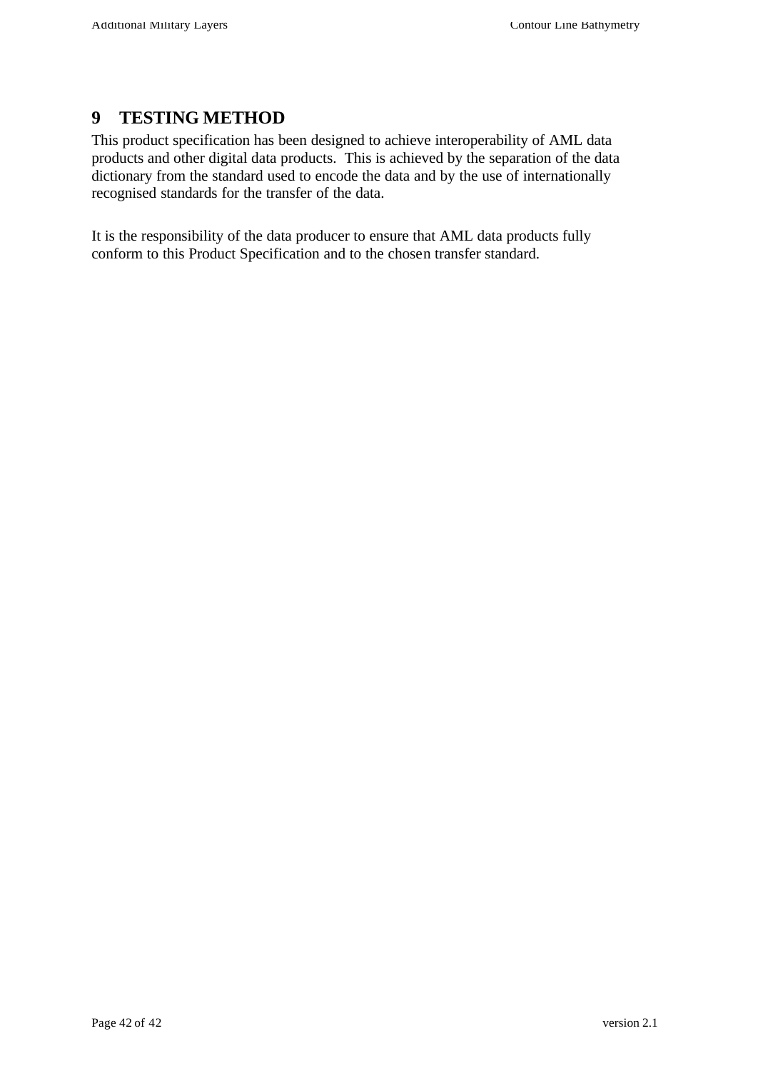# 9 TESTING METHOD

This product specification has been designed to achieve interoperability of AML data products and other digital data products. This is achieved by the separation of the data dictionary from the standard used to encode the data and by the use of internationally recognised standards for the transfer of the data.

It is the responsibility of the data producer to ensure that AML data products fully conform to this Product Specification and to the chosen transfer standard.